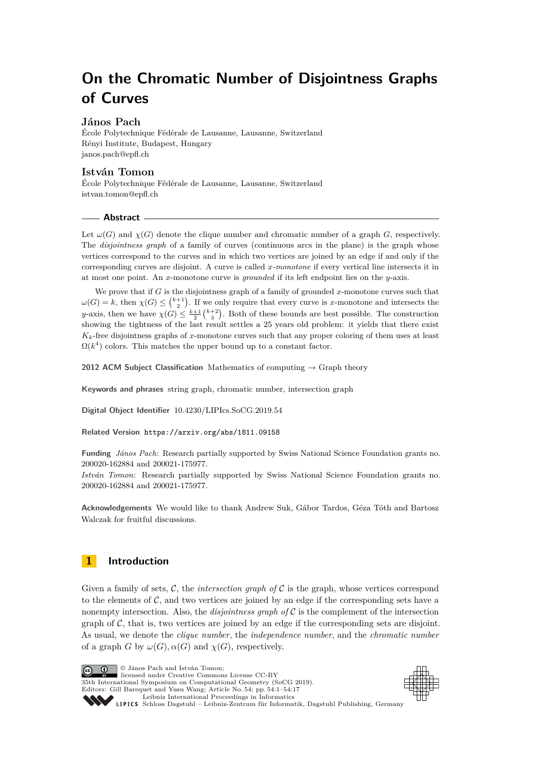# On the Chromatic Number of Disjointness Graphs of Curves

## János Pach

École Polytechnique Fédérale de Lausanne, Lausanne, Switzerland
Rényi Institute, Budapest, Hungary
janos.pach@epfl.ch

## István Tomon

École Polytechnique Fédérale de Lausanne, Lausanne, Switzerland
istvan.tomon@epfl.ch

## Abstract

Let $\omega(G)$ and $\chi(G)$ denote the clique number and chromatic number of a graph $G$, respectively. The *disjointness graph* of a family of curves (continuous arcs in the plane) is the graph whose vertices correspond to the curves and in which two vertices are joined by an edge if and only if the corresponding curves are disjoint. A curve is called *x-monotone* if every vertical line intersects it in at most one point. An $x$-monotone curve is *grounded* if its left endpoint lies on the $y$-axis.

We prove that if $G$ is the disjointness graph of a family of grounded $x$-monotone curves such that $\omega(G) = k$, then $\chi(G) \leq \binom{k+1}{2}$. If we only require that every curve is $x$-monotone and intersects the $y$-axis, then we have $\chi(G) \leq \frac{k+1}{2}\binom{k+2}{3}$. Both of these bounds are best possible. The construction showing the tightness of the last result settles a 25 years old problem: it yields that there exist $K_k$-free disjointness graphs of $x$-monotone curves such that any proper coloring of them uses at least $\Omega(k^4)$ colors. This matches the upper bound up to a constant factor.

**2012 ACM Subject Classification** Mathematics of computing → Graph theory

**Keywords and phrases** string graph, chromatic number, intersection graph

**Digital Object Identifier** 10.4230/LIPIcs.SoCG.2019.54

**Related Version** https://arxiv.org/abs/1811.09158

**Funding** *János Pach*: Research partially supported by Swiss National Science Foundation grants no. 200020-162884 and 200021-175977.
*István Tomon*: Research partially supported by Swiss National Science Foundation grants no. 200020-162884 and 200021-175977.

**Acknowledgements** We would like to thank Andrew Suk, Gábor Tardos, Géza Tóth and Bartosz Walczak for fruitful discussions.

## 1 Introduction

Given a family of sets, $\mathcal{C}$, the *intersection graph of* $\mathcal{C}$ is the graph, whose vertices correspond to the elements of $\mathcal{C}$, and two vertices are joined by an edge if the corresponding sets have a nonempty intersection. Also, the *disjointness graph of* $\mathcal{C}$ is the complement of the intersection graph of $\mathcal{C}$, that is, two vertices are joined by an edge if the corresponding sets are disjoint. As usual, we denote the *clique number*, the *independence number*, and the *chromatic number* of a graph $G$ by $\omega(G), \alpha(G)$ and $\chi(G)$, respectively.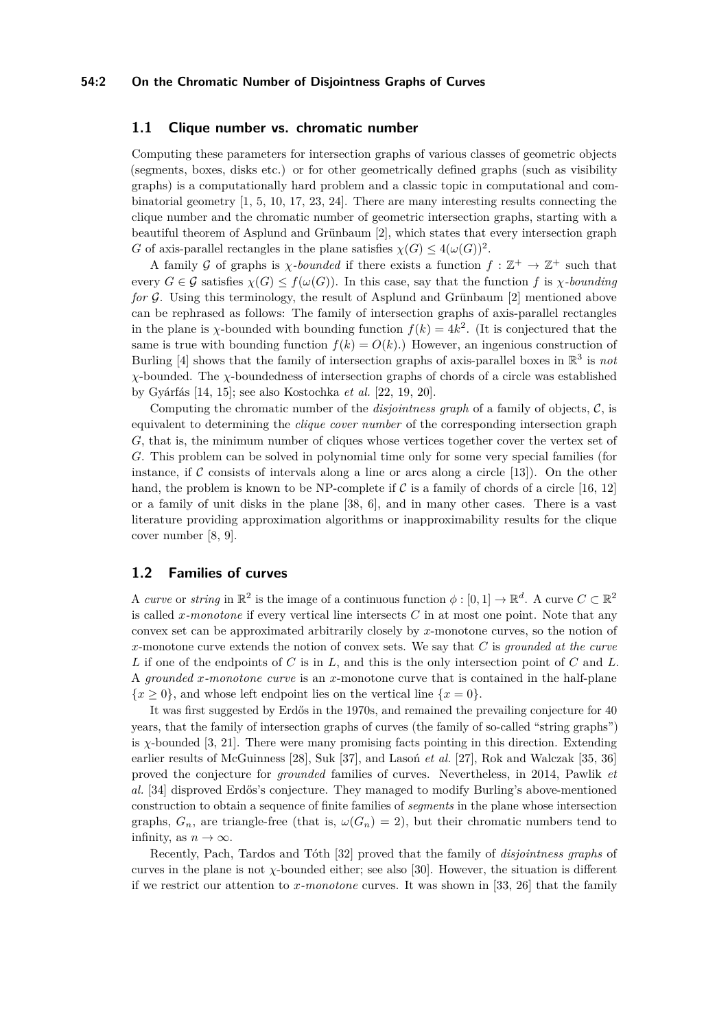## 1.1 Clique number vs. chromatic number

Computing these parameters for intersection graphs of various classes of geometric objects (segments, boxes, disks etc.) or for other geometrically defined graphs (such as visibility graphs) is a computationally hard problem and a classic topic in computational and combinatorial geometry [1, 5, 10, 17, 23, 24]. There are many interesting results connecting the clique number and the chromatic number of geometric intersection graphs, starting with a beautiful theorem of Asplund and Grünbaum [2], which states that every intersection graph $G$ of axis-parallel rectangles in the plane satisfies $\chi(G) \leq 4(\omega(G))^2$.

A family $\mathcal{G}$ of graphs is *$\chi$-bounded* if there exists a function $f : \mathbb{Z}^+ \to \mathbb{Z}^+$ such that every $G \in \mathcal{G}$ satisfies $\chi(G) \leq f(\omega(G))$. In this case, say that the function $f$ is *$\chi$-bounding for $\mathcal{G}$*. Using this terminology, the result of Asplund and Grünbaum [2] mentioned above can be rephrased as follows: The family of intersection graphs of axis-parallel rectangles in the plane is $\chi$-bounded with bounding function $f(k) = 4k^2$. (It is conjectured that the same is true with bounding function $f(k) = O(k)$.) However, an ingenious construction of Burling [4] shows that the family of intersection graphs of axis-parallel boxes in $\mathbb{R}^3$ is *not* $\chi$-bounded. The $\chi$-boundedness of intersection graphs of chords of a circle was established by Gyárfás [14, 15]; see also Kostochka *et al.* [22, 19, 20].

Computing the chromatic number of the *disjointness graph* of a family of objects, $\mathcal{C}$, is equivalent to determining the *clique cover number* of the corresponding intersection graph $G$, that is, the minimum number of cliques whose vertices together cover the vertex set of $G$. This problem can be solved in polynomial time only for some very special families (for instance, if $\mathcal{C}$ consists of intervals along a line or arcs along a circle [13]). On the other hand, the problem is known to be NP-complete if $\mathcal{C}$ is a family of chords of a circle [16, 12] or a family of unit disks in the plane [38, 6], and in many other cases. There is a vast literature providing approximation algorithms or inapproximability results for the clique cover number [8, 9].

## 1.2 Families of curves

A *curve* or *string* in $\mathbb{R}^2$ is the image of a continuous function $\phi : [0,1] \to \mathbb{R}^d$. A curve $C \subset \mathbb{R}^2$ is called *$x$-monotone* if every vertical line intersects $C$ in at most one point. Note that any convex set can be approximated arbitrarily closely by $x$-monotone curves, so the notion of $x$-monotone curve extends the notion of convex sets. We say that $C$ is *grounded at the curve* $L$ if one of the endpoints of $C$ is in $L$, and this is the only intersection point of $C$ and $L$. A *grounded $x$-monotone curve* is an $x$-monotone curve that is contained in the half-plane $\{x \geq 0\}$, and whose left endpoint lies on the vertical line $\{x = 0\}$.

It was first suggested by Erdős in the 1970s, and remained the prevailing conjecture for 40 years, that the family of intersection graphs of curves (the family of so-called "string graphs") is $\chi$-bounded [3, 21]. There were many promising facts pointing in this direction. Extending earlier results of McGuinness [28], Suk [37], and Lasoń *et al.* [27], Rok and Walczak [35, 36] proved the conjecture for *grounded* families of curves. Nevertheless, in 2014, Pawlik *et al.* [34] disproved Erdős's conjecture. They managed to modify Burling's above-mentioned construction to obtain a sequence of finite families of *segments* in the plane whose intersection graphs, $G_n$, are triangle-free (that is, $\omega(G_n) = 2$), but their chromatic numbers tend to infinity, as $n \to \infty$.

Recently, Pach, Tardos and Tóth [32] proved that the family of *disjointness graphs* of curves in the plane is not $\chi$-bounded either; see also [30]. However, the situation is different if we restrict our attention to *$x$-monotone* curves. It was shown in [33, 26] that the family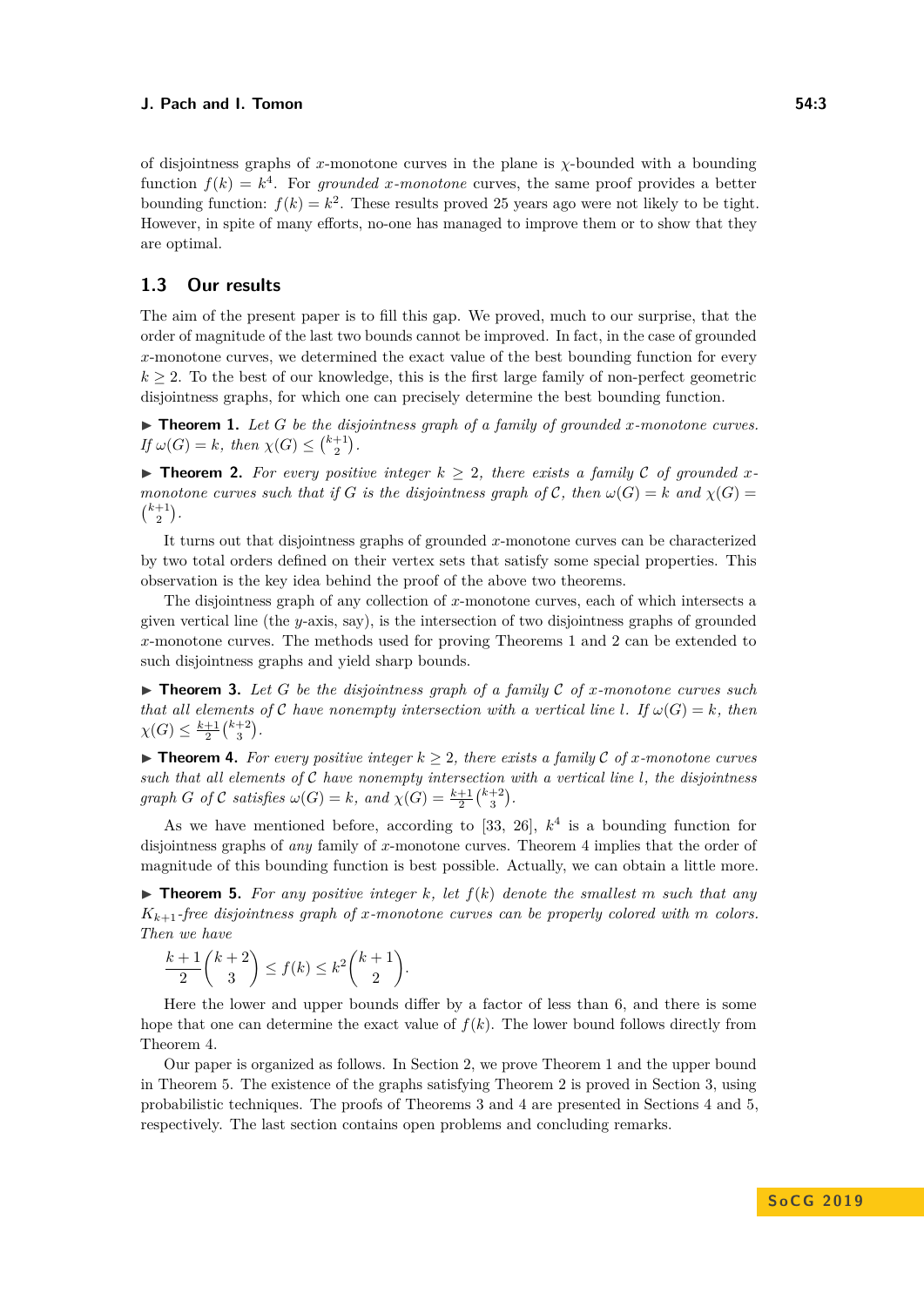of disjointness graphs of $x$-monotone curves in the plane is $\chi$-bounded with a bounding function $f(k) = k^4$. For *grounded $x$-monotone* curves, the same proof provides a better bounding function: $f(k) = k^2$. These results proved 25 years ago were not likely to be tight. However, in spite of many efforts, no-one has managed to improve them or to show that they are optimal.

## 1.3 Our results

The aim of the present paper is to fill this gap. We proved, much to our surprise, that the order of magnitude of the last two bounds cannot be improved. In fact, in the case of grounded $x$-monotone curves, we determined the exact value of the best bounding function for every $k \geq 2$. To the best of our knowledge, this is the first large family of non-perfect geometric disjointness graphs, for which one can precisely determine the best bounding function.

▶ **Theorem 1.** *Let $G$ be the disjointness graph of a family of grounded $x$-monotone curves. If $\omega(G) = k$, then $\chi(G) \leq \binom{k+1}{2}$.*

▶ **Theorem 2.** *For every positive integer $k \geq 2$, there exists a family $\mathcal{C}$ of grounded $x$-monotone curves such that if $G$ is the disjointness graph of $\mathcal{C}$, then $\omega(G) = k$ and $\chi(G) = \binom{k+1}{2}$.*

It turns out that disjointness graphs of grounded $x$-monotone curves can be characterized by two total orders defined on their vertex sets that satisfy some special properties. This observation is the key idea behind the proof of the above two theorems.

The disjointness graph of any collection of $x$-monotone curves, each of which intersects a given vertical line (the $y$-axis, say), is the intersection of two disjointness graphs of grounded $x$-monotone curves. The methods used for proving Theorems 1 and 2 can be extended to such disjointness graphs and yield sharp bounds.

▶ **Theorem 3.** *Let $G$ be the disjointness graph of a family $\mathcal{C}$ of $x$-monotone curves such that all elements of $\mathcal{C}$ have nonempty intersection with a vertical line $l$. If $\omega(G) = k$, then $\chi(G) \leq \frac{k+1}{2}\binom{k+2}{3}$.*

▶ **Theorem 4.** *For every positive integer $k \geq 2$, there exists a family $\mathcal{C}$ of $x$-monotone curves such that all elements of $\mathcal{C}$ have nonempty intersection with a vertical line $l$, the disjointness graph $G$ of $\mathcal{C}$ satisfies $\omega(G) = k$, and $\chi(G) = \frac{k+1}{2}\binom{k+2}{3}$.*

As we have mentioned before, according to [33, 26], $k^4$ is a bounding function for disjointness graphs of *any* family of $x$-monotone curves. Theorem 4 implies that the order of magnitude of this bounding function is best possible. Actually, we can obtain a little more.

▶ **Theorem 5.** *For any positive integer $k$, let $f(k)$ denote the smallest $m$ such that any $K_{k+1}$-free disjointness graph of $x$-monotone curves can be properly colored with $m$ colors. Then we have*

$$\frac{k+1}{2}\binom{k+2}{3} \leq f(k) \leq k^2\binom{k+1}{2}.$$

Here the lower and upper bounds differ by a factor of less than 6, and there is some hope that one can determine the exact value of $f(k)$. The lower bound follows directly from Theorem 4.

Our paper is organized as follows. In Section 2, we prove Theorem 1 and the upper bound in Theorem 5. The existence of the graphs satisfying Theorem 2 is proved in Section 3, using probabilistic techniques. The proofs of Theorems 3 and 4 are presented in Sections 4 and 5, respectively. The last section contains open problems and concluding remarks.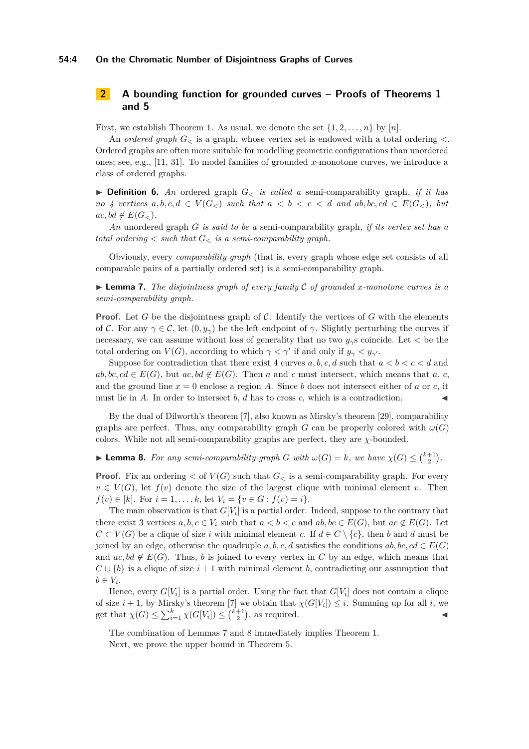## 2 A bounding function for grounded curves – Proofs of Theorems 1 and 5

First, we establish Theorem 1. As usual, we denote the set $\{1, 2, \ldots, n\}$ by $[n]$.

An *ordered graph* $G_<$ is a graph, whose vertex set is endowed with a total ordering $<$. Ordered graphs are often more suitable for modelling geometric configurations than unordered ones; see, e.g., [11, 31]. To model families of grounded $x$-monotone curves, we introduce a class of ordered graphs.

▶ **Definition 6.** *An* ordered graph $G_<$ *is called a* semi-comparability graph*, if it has no 4 vertices $a, b, c, d \in V(G_<)$ such that $a < b < c < d$ and $ab, bc, cd \in E(G_<)$, but $ac, bd \notin E(G_<)$.*

*An* unordered graph $G$ *is said to be a* semi-comparability graph*, if its vertex set has a total ordering $<$ such that $G_<$ is a semi-comparability graph.*

Obviously, every *comparability graph* (that is, every graph whose edge set consists of all comparable pairs of a partially ordered set) is a semi-comparability graph.

▶ **Lemma 7.** *The disjointness graph of every family $\mathcal{C}$ of grounded $x$-monotone curves is a semi-comparability graph.*

**Proof.** Let $G$ be the disjointness graph of $\mathcal{C}$. Identify the vertices of $G$ with the elements of $\mathcal{C}$. For any $\gamma \in \mathcal{C}$, let $(0, y_\gamma)$ be the left endpoint of $\gamma$. Slightly perturbing the curves if necessary, we can assume without loss of generality that no two $y_\gamma$s coincide. Let $<$ be the total ordering on $V(G)$, according to which $\gamma < \gamma'$ if and only if $y_\gamma < y_{\gamma'}$.

Suppose for contradiction that there exist 4 curves $a, b, c, d$ such that $a < b < c < d$ and $ab, bc, cd \in E(G)$, but $ac, bd \notin E(G)$. Then $a$ and $c$ must intersect, which means that $a$, $c$, and the ground line $x = 0$ enclose a region $A$. Since $b$ does not intersect either of $a$ or $c$, it must lie in $A$. In order to intersect $b$, $d$ has to cross $c$, which is a contradiction. ◀

By the dual of Dilworth's theorem [7], also known as Mirsky's theorem [29], comparability graphs are perfect. Thus, any comparability graph $G$ can be properly colored with $\omega(G)$ colors. While not all semi-comparability graphs are perfect, they are $\chi$-bounded.

▶ **Lemma 8.** *For any semi-comparability graph $G$ with $\omega(G) = k$, we have $\chi(G) \leq \binom{k+1}{2}$.*

**Proof.** Fix an ordering $<$ of $V(G)$ such that $G_<$ is a semi-comparability graph. For every $v \in V(G)$, let $f(v)$ denote the size of the largest clique with minimal element $v$. Then $f(v) \in [k]$. For $i = 1, \ldots, k$, let $V_i = \{v \in G : f(v) = i\}$.

The main observation is that $G[V_i]$ is a partial order. Indeed, suppose to the contrary that there exist 3 vertices $a, b, c \in V_i$ such that $a < b < c$ and $ab, bc \in E(G)$, but $ac \notin E(G)$. Let $C \subset V(G)$ be a clique of size $i$ with minimal element $c$. If $d \in C \setminus \{c\}$, then $b$ and $d$ must be joined by an edge, otherwise the quadruple $a, b, c, d$ satisfies the conditions $ab, bc, cd \in E(G)$ and $ac, bd \notin E(G)$. Thus, $b$ is joined to every vertex in $C$ by an edge, which means that $C \cup \{b\}$ is a clique of size $i + 1$ with minimal element $b$, contradicting our assumption that $b \in V_i$.

Hence, every $G[V_i]$ is a partial order. Using the fact that $G[V_i]$ does not contain a clique of size $i+1$, by Mirsky's theorem [7] we obtain that $\chi(G[V_i]) \leq i$. Summing up for all $i$, we get that $\chi(G) \leq \sum_{i=1}^{k} \chi(G[V_i]) \leq \binom{k+1}{2}$, as required. ◀

The combination of Lemmas 7 and 8 immediately implies Theorem 1.

Next, we prove the upper bound in Theorem 5.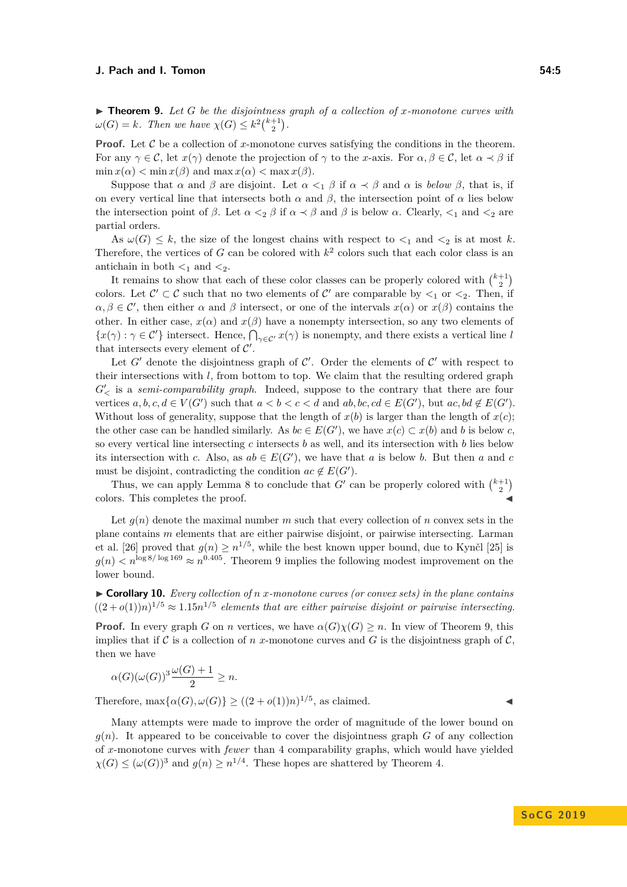▶ **Theorem 9.** *Let $G$ be the disjointness graph of a collection of $x$-monotone curves with $\omega(G) = k$. Then we have $\chi(G) \leq k^2\binom{k+1}{2}$.*

**Proof.** Let $\mathcal{C}$ be a collection of $x$-monotone curves satisfying the conditions in the theorem. For any $\gamma \in \mathcal{C}$, let $x(\gamma)$ denote the projection of $\gamma$ to the $x$-axis. For $\alpha, \beta \in \mathcal{C}$, let $\alpha \prec \beta$ if $\min x(\alpha) < \min x(\beta)$ and $\max x(\alpha) < \max x(\beta)$.

Suppose that $\alpha$ and $\beta$ are disjoint. Let $\alpha <_1 \beta$ if $\alpha \prec \beta$ and $\alpha$ is *below* $\beta$, that is, if on every vertical line that intersects both $\alpha$ and $\beta$, the intersection point of $\alpha$ lies below the intersection point of $\beta$. Let $\alpha <_2 \beta$ if $\alpha \prec \beta$ and $\beta$ is below $\alpha$. Clearly, $<_1$ and $<_2$ are partial orders.

As $\omega(G) \leq k$, the size of the longest chains with respect to $<_1$ and $<_2$ is at most $k$. Therefore, the vertices of $G$ can be colored with $k^2$ colors such that each color class is an antichain in both $<_1$ and $<_2$.

It remains to show that each of these color classes can be properly colored with $\binom{k+1}{2}$ colors. Let $\mathcal{C}' \subset \mathcal{C}$ such that no two elements of $\mathcal{C}'$ are comparable by $<_1$ or $<_2$. Then, if $\alpha, \beta \in \mathcal{C}'$, then either $\alpha$ and $\beta$ intersect, or one of the intervals $x(\alpha)$ or $x(\beta)$ contains the other. In either case, $x(\alpha)$ and $x(\beta)$ have a nonempty intersection, so any two elements of $\{x(\gamma) : \gamma \in \mathcal{C}'\}$ intersect. Hence, $\bigcap_{\gamma \in \mathcal{C}'} x(\gamma)$ is nonempty, and there exists a vertical line $l$ that intersects every element of $\mathcal{C}'$.

Let $G'$ denote the disjointness graph of $\mathcal{C}'$. Order the elements of $\mathcal{C}'$ with respect to their intersections with $l$, from bottom to top. We claim that the resulting ordered graph $G'_<$ is a *semi-comparability graph*. Indeed, suppose to the contrary that there are four vertices $a, b, c, d \in V(G')$ such that $a < b < c < d$ and $ab, bc, cd \in E(G')$, but $ac, bd \notin E(G')$. Without loss of generality, suppose that the length of $x(b)$ is larger than the length of $x(c)$; the other case can be handled similarly. As $bc \in E(G')$, we have $x(c) \subset x(b)$ and $b$ is below $c$, so every vertical line intersecting $c$ intersects $b$ as well, and its intersection with $b$ lies below its intersection with $c$. Also, as $ab \in E(G')$, we have that $a$ is below $b$. But then $a$ and $c$ must be disjoint, contradicting the condition $ac \notin E(G')$.

Thus, we can apply Lemma 8 to conclude that $G'$ can be properly colored with $\binom{k+1}{2}$ colors. This completes the proof. ◀

Let $g(n)$ denote the maximal number $m$ such that every collection of $n$ convex sets in the plane contains $m$ elements that are either pairwise disjoint, or pairwise intersecting. Larman et al. [26] proved that $g(n) \geq n^{1/5}$, while the best known upper bound, due to Kynčl [25] is $g(n) < n^{\log 8/\log 169} \approx n^{0.405}$. Theorem 9 implies the following modest improvement on the lower bound.

▶ **Corollary 10.** *Every collection of $n$ $x$-monotone curves (or convex sets) in the plane contains $((2+o(1))n)^{1/5} \approx 1.15n^{1/5}$ elements that are either pairwise disjoint or pairwise intersecting.*

**Proof.** In every graph $G$ on $n$ vertices, we have $\alpha(G)\chi(G) \geq n$. In view of Theorem 9, this implies that if $\mathcal{C}$ is a collection of $n$ $x$-monotone curves and $G$ is the disjointness graph of $\mathcal{C}$, then we have

$$\alpha(G)(\omega(G))^3\frac{\omega(G)+1}{2} \geq n.$$

Therefore, $\max\{\alpha(G), \omega(G)\} \geq ((2+o(1))n)^{1/5}$, as claimed. ◀

Many attempts were made to improve the order of magnitude of the lower bound on $g(n)$. It appeared to be conceivable to cover the disjointness graph $G$ of any collection of $x$-monotone curves with *fewer* than 4 comparability graphs, which would have yielded $\chi(G) \leq (\omega(G))^3$ and $g(n) \geq n^{1/4}$. These hopes are shattered by Theorem 4.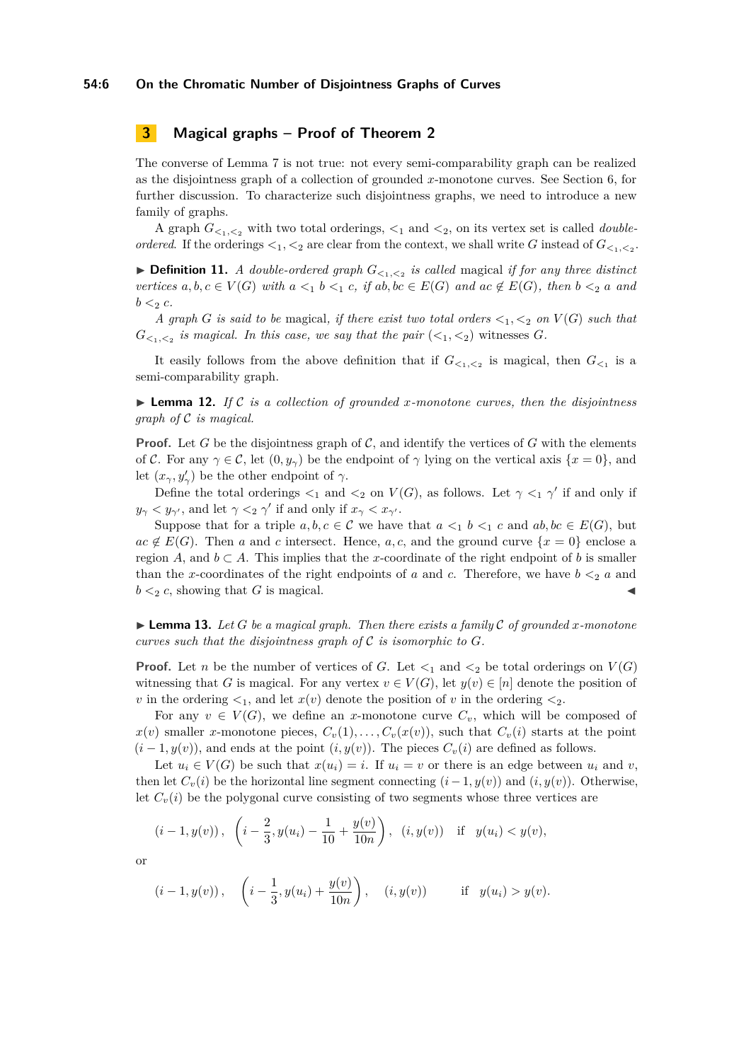## 3 Magical graphs – Proof of Theorem 2

The converse of Lemma 7 is not true: not every semi-comparability graph can be realized as the disjointness graph of a collection of grounded $x$-monotone curves. See Section 6, for further discussion. To characterize such disjointness graphs, we need to introduce a new family of graphs.

A graph $G_{<_1,<_2}$ with two total orderings, $<_1$ and $<_2$, on its vertex set is called *double-ordered*. If the orderings $<_1, <_2$ are clear from the context, we shall write $G$ instead of $G_{<_1,<_2}$.

▶ **Definition 11.** *A double-ordered graph $G_{<_1,<_2}$ is called* magical *if for any three distinct vertices $a, b, c \in V(G)$ with $a <_1 b <_1 c$, if $ab, bc \in E(G)$ and $ac \notin E(G)$, then $b <_2 a$ and $b <_2 c$.*

*A graph $G$ is said to be* magical, *if there exist two total orders $<_1, <_2$ on $V(G)$ such that $G_{<_1,<_2}$ is magical. In this case, we say that the pair $(<_1, <_2)$* witnesses *$G$.*

It easily follows from the above definition that if $G_{<_1,<_2}$ is magical, then $G_{<_1}$ is a semi-comparability graph.

▶ **Lemma 12.** *If $\mathcal{C}$ is a collection of grounded $x$-monotone curves, then the disjointness graph of $\mathcal{C}$ is magical.*

**Proof.** Let $G$ be the disjointness graph of $\mathcal{C}$, and identify the vertices of $G$ with the elements of $\mathcal{C}$. For any $\gamma \in \mathcal{C}$, let $(0, y_\gamma)$ be the endpoint of $\gamma$ lying on the vertical axis $\{x = 0\}$, and let $(x_\gamma, y'_\gamma)$ be the other endpoint of $\gamma$.

Define the total orderings $<_1$ and $<_2$ on $V(G)$, as follows. Let $\gamma <_1 \gamma'$ if and only if $y_\gamma < y_{\gamma'}$, and let $\gamma <_2 \gamma'$ if and only if $x_\gamma < x_{\gamma'}$.

Suppose that for a triple $a, b, c \in \mathcal{C}$ we have that $a <_1 b <_1 c$ and $ab, bc \in E(G)$, but $ac \notin E(G)$. Then $a$ and $c$ intersect. Hence, $a, c$, and the ground curve $\{x = 0\}$ enclose a region $A$, and $b \subset A$. This implies that the $x$-coordinate of the right endpoint of $b$ is smaller than the $x$-coordinates of the right endpoints of $a$ and $c$. Therefore, we have $b <_2 a$ and $b <_2 c$, showing that $G$ is magical. ◀

▶ **Lemma 13.** *Let $G$ be a magical graph. Then there exists a family $\mathcal{C}$ of grounded $x$-monotone curves such that the disjointness graph of $\mathcal{C}$ is isomorphic to $G$.*

**Proof.** Let $n$ be the number of vertices of $G$. Let $<_1$ and $<_2$ be total orderings on $V(G)$ witnessing that $G$ is magical. For any vertex $v \in V(G)$, let $y(v) \in [n]$ denote the position of $v$ in the ordering $<_1$, and let $x(v)$ denote the position of $v$ in the ordering $<_2$.

For any $v \in V(G)$, we define an $x$-monotone curve $C_v$, which will be composed of $x(v)$ smaller $x$-monotone pieces, $C_v(1), \ldots, C_v(x(v))$, such that $C_v(i)$ starts at the point $(i-1, y(v))$, and ends at the point $(i, y(v))$. The pieces $C_v(i)$ are defined as follows.

Let $u_i \in V(G)$ be such that $x(u_i) = i$. If $u_i = v$ or there is an edge between $u_i$ and $v$, then let $C_v(i)$ be the horizontal line segment connecting $(i-1, y(v))$ and $(i, y(v))$. Otherwise, let $C_v(i)$ be the polygonal curve consisting of two segments whose three vertices are

$$(i-1, y(v)), \quad \left(i - \frac{2}{3}, y(u_i) - \frac{1}{10} + \frac{y(v)}{10n}\right), \quad (i, y(v)) \quad \text{if} \quad y(u_i) < y(v),$$

or

$$(i-1, y(v)), \quad \left(i - \frac{1}{3}, y(u_i) + \frac{y(v)}{10n}\right), \quad (i, y(v)) \quad \text{if} \quad y(u_i) > y(v).$$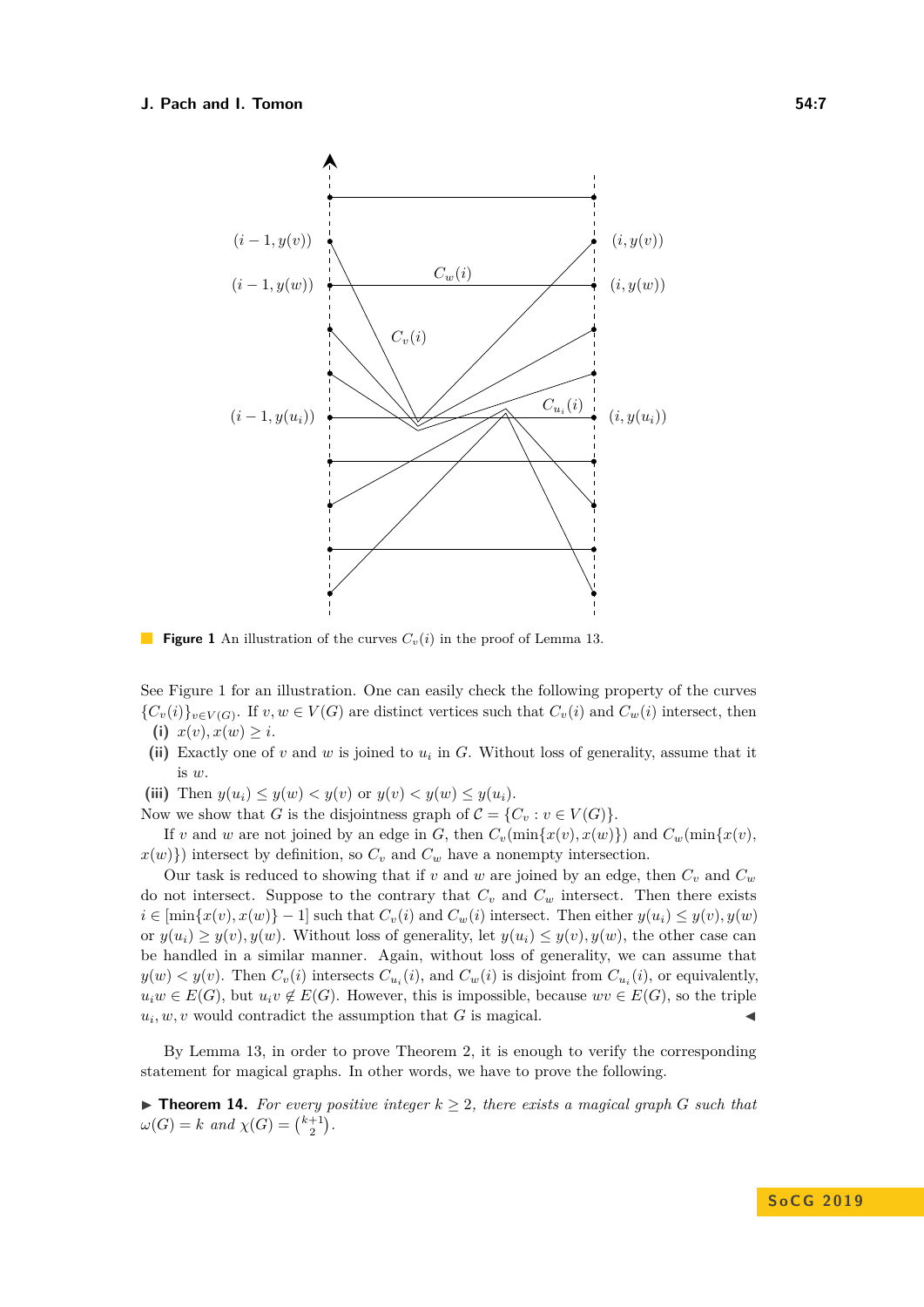**Figure 1** An illustration of the curves $C_v(i)$ in the proof of Lemma 13.

See Figure 1 for an illustration. One can easily check the following property of the curves $\{C_v(i)\}_{v\in V(G)}$. If $v, w \in V(G)$ are distinct vertices such that $C_v(i)$ and $C_w(i)$ intersect, then

**(i)** $x(v), x(w) \geq i$.

**(ii)** Exactly one of $v$ and $w$ is joined to $u_i$ in $G$. Without loss of generality, assume that it is $w$.

**(iii)** Then $y(u_i) \leq y(w) < y(v)$ or $y(v) < y(w) \leq y(u_i)$.

Now we show that $G$ is the disjointness graph of $\mathcal{C} = \{C_v : v \in V(G)\}$.

If $v$ and $w$ are not joined by an edge in $G$, then $C_v(\min\{x(v), x(w)\})$ and $C_w(\min\{x(v), x(w)\})$ intersect by definition, so $C_v$ and $C_w$ have a nonempty intersection.

Our task is reduced to showing that if $v$ and $w$ are joined by an edge, then $C_v$ and $C_w$ do not intersect. Suppose to the contrary that $C_v$ and $C_w$ intersect. Then there exists $i \in [\min\{x(v), x(w)\} - 1]$ such that $C_v(i)$ and $C_w(i)$ intersect. Then either $y(u_i) \leq y(v), y(w)$ or $y(u_i) \geq y(v), y(w)$. Without loss of generality, let $y(u_i) \leq y(v), y(w)$, the other case can be handled in a similar manner. Again, without loss of generality, we can assume that $y(w) < y(v)$. Then $C_v(i)$ intersects $C_{u_i}(i)$, and $C_w(i)$ is disjoint from $C_{u_i}(i)$, or equivalently, $u_iw \in E(G)$, but $u_iv \notin E(G)$. However, this is impossible, because $wv \in E(G)$, so the triple $u_i, w, v$ would contradict the assumption that $G$ is magical. ◀

By Lemma 13, in order to prove Theorem 2, it is enough to verify the corresponding statement for magical graphs. In other words, we have to prove the following.

▶ **Theorem 14.** *For every positive integer $k \geq 2$, there exists a magical graph $G$ such that $\omega(G) = k$ and $\chi(G) = \binom{k+1}{2}$.*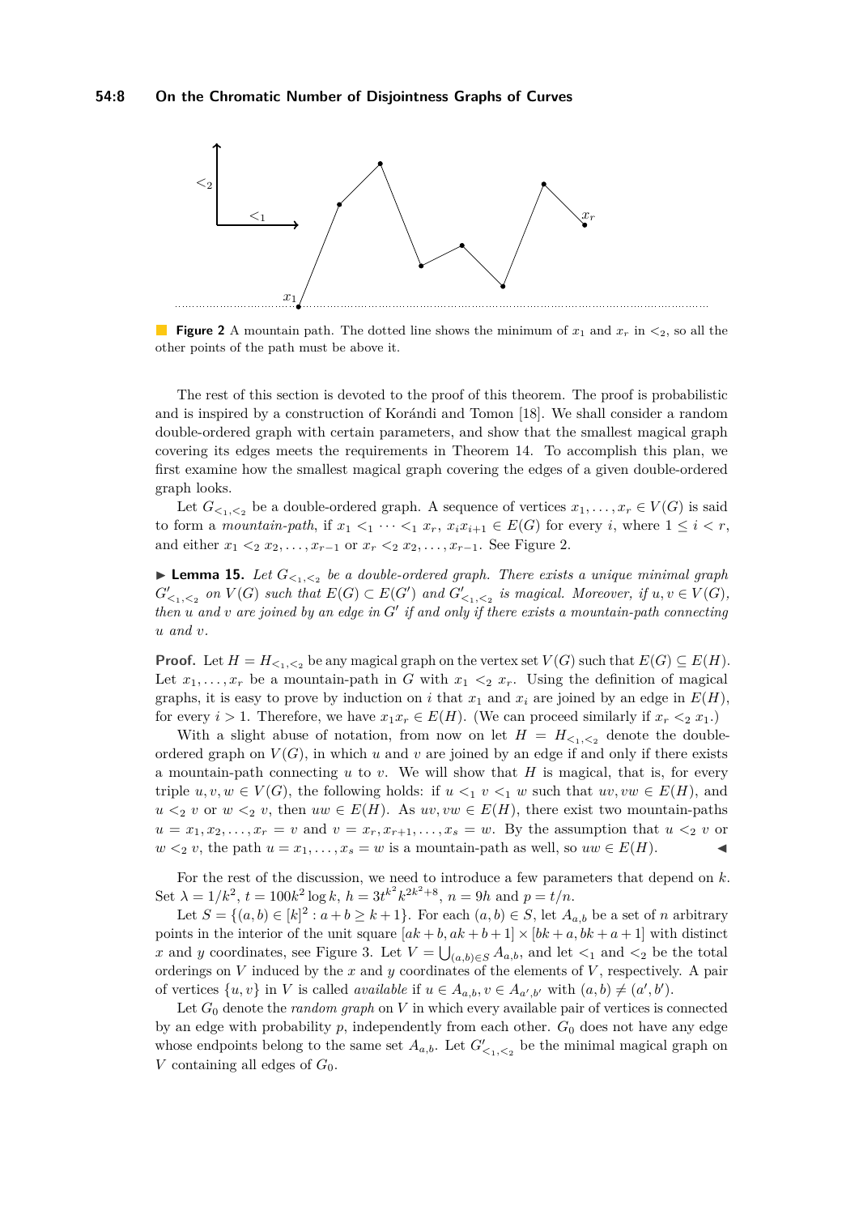**Figure 2** A mountain path. The dotted line shows the minimum of $x_1$ and $x_r$ in $<_2$, so all the other points of the path must be above it.

The rest of this section is devoted to the proof of this theorem. The proof is probabilistic and is inspired by a construction of Korándi and Tomon [18]. We shall consider a random double-ordered graph with certain parameters, and show that the smallest magical graph covering its edges meets the requirements in Theorem 14. To accomplish this plan, we first examine how the smallest magical graph covering the edges of a given double-ordered graph looks.

Let $G_{<_1,<_2}$ be a double-ordered graph. A sequence of vertices $x_1,\dots,x_r \in V(G)$ is said to form a *mountain-path*, if $x_1 <_1 \cdots <_1 x_r$, $x_ix_{i+1} \in E(G)$ for every $i$, where $1 \le i < r$, and either $x_1 <_2 x_2,\dots,x_{r-1}$ or $x_r <_2 x_2,\dots,x_{r-1}$. See Figure 2.

► **Lemma 15.** *Let $G_{<_1,<_2}$ be a double-ordered graph. There exists a unique minimal graph $G'_{<_1,<_2}$ on $V(G)$ such that $E(G) \subset E(G')$ and $G'_{<_1,<_2}$ is magical. Moreover, if $u,v \in V(G)$, then $u$ and $v$ are joined by an edge in $G'$ if and only if there exists a mountain-path connecting $u$ and $v$.*

**Proof.** Let $H = H_{<_1,<_2}$ be any magical graph on the vertex set $V(G)$ such that $E(G) \subseteq E(H)$. Let $x_1,\dots,x_r$ be a mountain-path in $G$ with $x_1 <_2 x_r$. Using the definition of magical graphs, it is easy to prove by induction on $i$ that $x_1$ and $x_i$ are joined by an edge in $E(H)$, for every $i > 1$. Therefore, we have $x_1x_r \in E(H)$. (We can proceed similarly if $x_r <_2 x_1$.)

With a slight abuse of notation, from now on let $H = H_{<_1,<_2}$ denote the double-ordered graph on $V(G)$, in which $u$ and $v$ are joined by an edge if and only if there exists a mountain-path connecting $u$ to $v$. We will show that $H$ is magical, that is, for every triple $u,v,w \in V(G)$, the following holds: if $u <_1 v <_1 w$ such that $uv, vw \in E(H)$, and $u <_2 v$ or $w <_2 v$, then $uw \in E(H)$. As $uv, vw \in E(H)$, there exist two mountain-paths $u = x_1, x_2, \dots, x_r = v$ and $v = x_r, x_{r+1}, \dots, x_s = w$. By the assumption that $u <_2 v$ or $w <_2 v$, the path $u = x_1, \dots, x_s = w$ is a mountain-path as well, so $uw \in E(H)$. ◄

For the rest of the discussion, we need to introduce a few parameters that depend on $k$. Set $\lambda = 1/k^2$, $t = 100k^2 \log k$, $h = 3t^{k^2}k^{2k^2+8}$, $n = 9h$ and $p = t/n$.

Let $S = \{(a,b) \in [k]^2 : a + b \ge k+1\}$. For each $(a,b) \in S$, let $A_{a,b}$ be a set of $n$ arbitrary points in the interior of the unit square $[ak+b, ak+b+1] \times [bk+a, bk+a+1]$ with distinct $x$ and $y$ coordinates, see Figure 3. Let $V = \bigcup_{(a,b)\in S} A_{a,b}$, and let $<_1$ and $<_2$ be the total orderings on $V$ induced by the $x$ and $y$ coordinates of the elements of $V$, respectively. A pair of vertices $\{u,v\}$ in $V$ is called *available* if $u \in A_{a,b}, v \in A_{a',b'}$ with $(a,b) \ne (a',b')$.

Let $G_0$ denote the *random graph* on $V$ in which every available pair of vertices is connected by an edge with probability $p$, independently from each other. $G_0$ does not have any edge whose endpoints belong to the same set $A_{a,b}$. Let $G'_{<_1,<_2}$ be the minimal magical graph on $V$ containing all edges of $G_0$.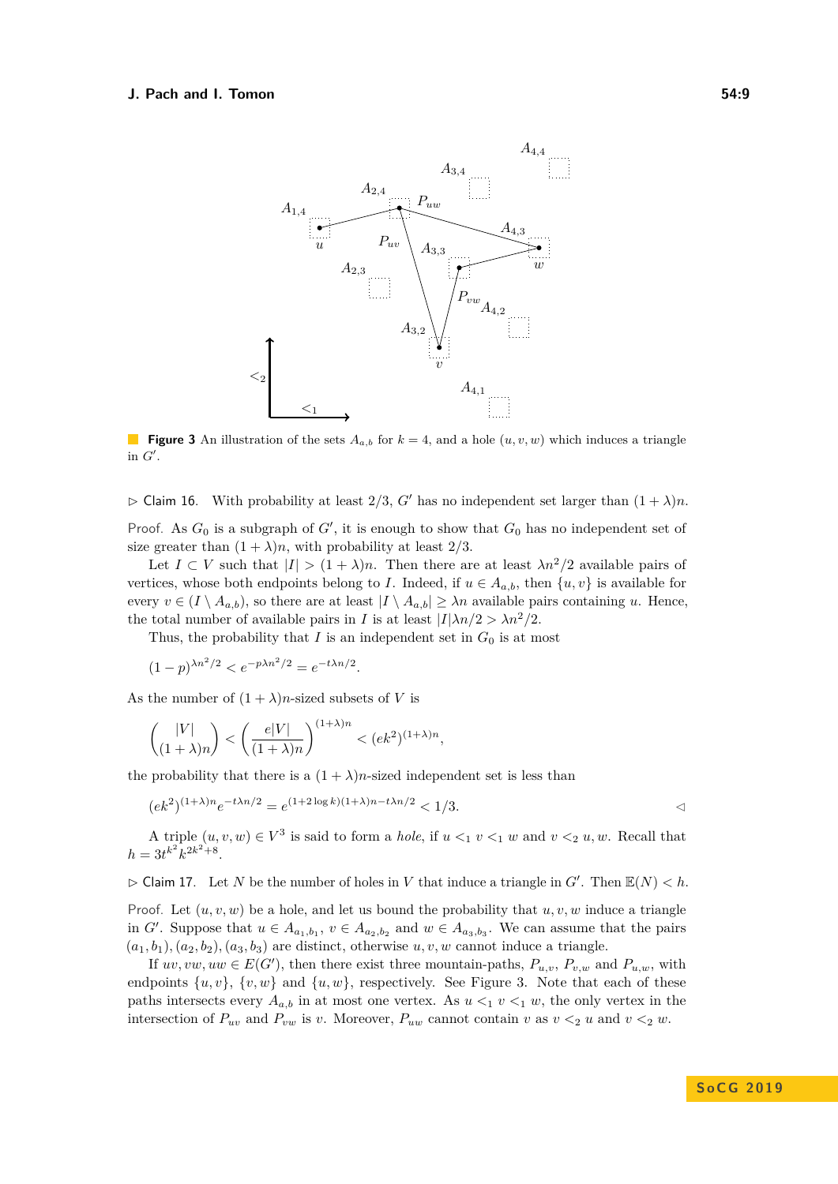**Figure 3** An illustration of the sets $A_{a,b}$ for $k=4$, and a hole $(u,v,w)$ which induces a triangle in $G'$.

▷ Claim 16. With probability at least $2/3$, $G'$ has no independent set larger than $(1+\lambda)n$.

*Proof.* As $G_0$ is a subgraph of $G'$, it is enough to show that $G_0$ has no independent set of size greater than $(1+\lambda)n$, with probability at least $2/3$.

Let $I \subset V$ such that $|I| > (1+\lambda)n$. Then there are at least $\lambda n^2/2$ available pairs of vertices, whose both endpoints belong to $I$. Indeed, if $u \in A_{a,b}$, then $\{u,v\}$ is available for every $v \in (I \setminus A_{a,b})$, so there are at least $|I \setminus A_{a,b}| \geq \lambda n$ available pairs containing $u$. Hence, the total number of available pairs in $I$ is at least $|I|\lambda n/2 > \lambda n^2/2$.

Thus, the probability that $I$ is an independent set in $G_0$ is at most

$$(1-p)^{\lambda n^2/2} < e^{-p\lambda n^2/2} = e^{-t\lambda n/2}.$$

As the number of $(1+\lambda)n$-sized subsets of $V$ is

$$\binom{|V|}{(1+\lambda)n} < \left(\frac{e|V|}{(1+\lambda)n}\right)^{(1+\lambda)n} < (ek^2)^{(1+\lambda)n},$$

the probability that there is a $(1+\lambda)n$-sized independent set is less than

$$(ek^2)^{(1+\lambda)n} e^{-t\lambda n/2} = e^{(1+2\log k)(1+\lambda)n - t\lambda n/2} < 1/3. \quad ◁$$

A triple $(u,v,w) \in V^3$ is said to form a *hole*, if $u <_1 v <_1 w$ and $v <_2 u, w$. Recall that $h = 3t^{k^2}k^{2k^2+8}$.

▷ Claim 17. Let $N$ be the number of holes in $V$ that induce a triangle in $G'$. Then $\mathbb{E}(N) < h$.

*Proof.* Let $(u,v,w)$ be a hole, and let us bound the probability that $u,v,w$ induce a triangle in $G'$. Suppose that $u \in A_{a_1,b_1}$, $v \in A_{a_2,b_2}$ and $w \in A_{a_3,b_3}$. We can assume that the pairs $(a_1,b_1), (a_2,b_2), (a_3,b_3)$ are distinct, otherwise $u,v,w$ cannot induce a triangle.

If $uv, vw, uw \in E(G')$, then there exist three mountain-paths, $P_{u,v}$, $P_{v,w}$ and $P_{u,w}$, with endpoints $\{u,v\}$, $\{v,w\}$ and $\{u,w\}$, respectively. See Figure 3. Note that each of these paths intersects every $A_{a,b}$ in at most one vertex. As $u <_1 v <_1 w$, the only vertex in the intersection of $P_{uv}$ and $P_{vw}$ is $v$. Moreover, $P_{uw}$ cannot contain $v$ as $v <_2 u$ and $v <_2 w$.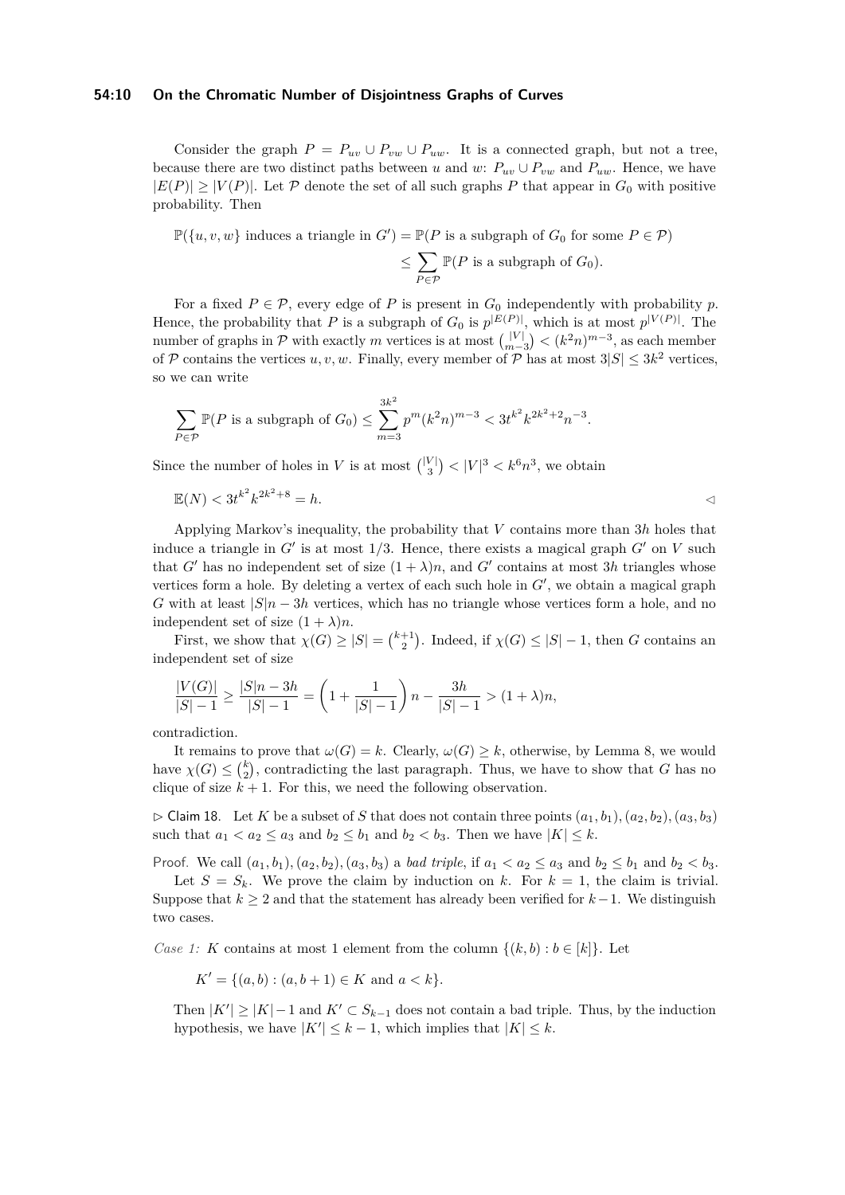Consider the graph $P = P_{uv} \cup P_{vw} \cup P_{uw}$. It is a connected graph, but not a tree, because there are two distinct paths between $u$ and $w$: $P_{uv} \cup P_{vw}$ and $P_{uw}$. Hence, we have $|E(P)| \geq |V(P)|$. Let $\mathcal{P}$ denote the set of all such graphs $P$ that appear in $G_0$ with positive probability. Then

$$\mathbb{P}(\{u,v,w\} \text{ induces a triangle in } G') = \mathbb{P}(P \text{ is a subgraph of } G_0 \text{ for some } P \in \mathcal{P})$$
$$\leq \sum_{P \in \mathcal{P}} \mathbb{P}(P \text{ is a subgraph of } G_0).$$

For a fixed $P \in \mathcal{P}$, every edge of $P$ is present in $G_0$ independently with probability $p$. Hence, the probability that $P$ is a subgraph of $G_0$ is $p^{|E(P)|}$, which is at most $p^{|V(P)|}$. The number of graphs in $\mathcal{P}$ with exactly $m$ vertices is at most $\binom{|V|}{m-3} < (k^2 n)^{m-3}$, as each member of $\mathcal{P}$ contains the vertices $u, v, w$. Finally, every member of $\mathcal{P}$ has at most $3|S| \leq 3k^2$ vertices, so we can write

$$\sum_{P \in \mathcal{P}} \mathbb{P}(P \text{ is a subgraph of } G_0) \leq \sum_{m=3}^{3k^2} p^m (k^2 n)^{m-3} < 3t^{k^2} k^{2k^2+2} n^{-3}.$$

Since the number of holes in $V$ is at most $\binom{|V|}{3} < |V|^3 < k^6 n^3$, we obtain

$$\mathbb{E}(N) < 3t^{k^2} k^{2k^2+8} = h. \qquad \triangleleft$$

Applying Markov's inequality, the probability that $V$ contains more than $3h$ holes that induce a triangle in $G'$ is at most $1/3$. Hence, there exists a magical graph $G'$ on $V$ such that $G'$ has no independent set of size $(1+\lambda)n$, and $G'$ contains at most $3h$ triangles whose vertices form a hole. By deleting a vertex of each such hole in $G'$, we obtain a magical graph $G$ with at least $|S|n - 3h$ vertices, which has no triangle whose vertices form a hole, and no independent set of size $(1+\lambda)n$.

First, we show that $\chi(G) \geq |S| = \binom{k+1}{2}$. Indeed, if $\chi(G) \leq |S| - 1$, then $G$ contains an independent set of size

$$\frac{|V(G)|}{|S|-1} \geq \frac{|S|n - 3h}{|S|-1} = \left(1 + \frac{1}{|S|-1}\right)n - \frac{3h}{|S|-1} > (1+\lambda)n,$$

contradiction.

It remains to prove that $\omega(G) = k$. Clearly, $\omega(G) \geq k$, otherwise, by Lemma 8, we would have $\chi(G) \leq \binom{k}{2}$, contradicting the last paragraph. Thus, we have to show that $G$ has no clique of size $k+1$. For this, we need the following observation.

$\triangleright$ Claim 18. Let $K$ be a subset of $S$ that does not contain three points $(a_1, b_1), (a_2, b_2), (a_3, b_3)$ such that $a_1 < a_2 \leq a_3$ and $b_2 \leq b_1$ and $b_2 < b_3$. Then we have $|K| \leq k$.

*Proof.* We call $(a_1, b_1), (a_2, b_2), (a_3, b_3)$ a *bad triple*, if $a_1 < a_2 \leq a_3$ and $b_2 \leq b_1$ and $b_2 < b_3$.

Let $S = S_k$. We prove the claim by induction on $k$. For $k = 1$, the claim is trivial. Suppose that $k \geq 2$ and that the statement has already been verified for $k-1$. We distinguish two cases.

*Case 1:* $K$ contains at most 1 element from the column $\{(k, b) : b \in [k]\}$. Let

$$K' = \{(a, b) : (a, b+1) \in K \text{ and } a < k\}.$$

Then $|K'| \geq |K| - 1$ and $K' \subset S_{k-1}$ does not contain a bad triple. Thus, by the induction hypothesis, we have $|K'| \leq k-1$, which implies that $|K| \leq k$.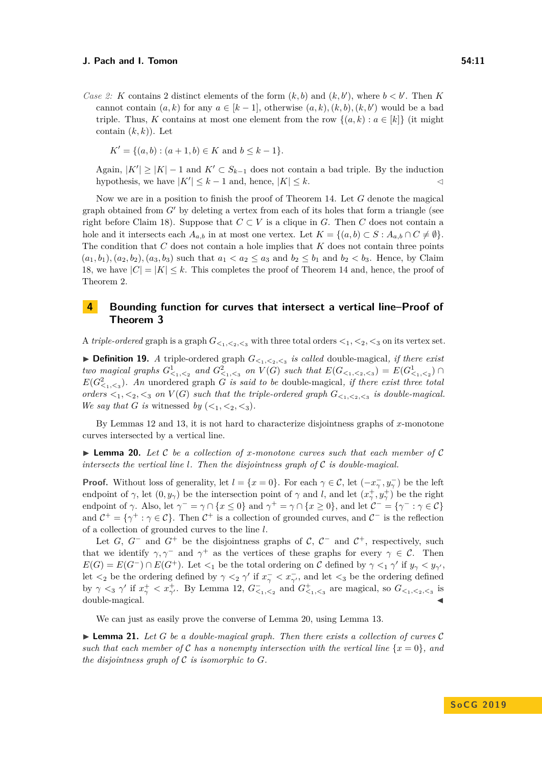*Case 2:* $K$ contains 2 distinct elements of the form $(k, b)$ and $(k, b')$, where $b < b'$. Then $K$ cannot contain $(a, k)$ for any $a \in [k-1]$, otherwise $(a, k), (k, b), (k, b')$ would be a bad triple. Thus, $K$ contains at most one element from the row $\{(a, k) : a \in [k]\}$ (it might contain $(k, k)$). Let

$$K' = \{(a, b) : (a + 1, b) \in K \text{ and } b \leq k - 1\}.$$

Again, $|K'| \geq |K| - 1$ and $K' \subset S_{k-1}$ does not contain a bad triple. By the induction hypothesis, we have $|K'| \leq k - 1$ and, hence, $|K| \leq k$. $\triangleleft$

Now we are in a position to finish the proof of Theorem 14. Let $G$ denote the magical graph obtained from $G'$ by deleting a vertex from each of its holes that form a triangle (see right before Claim 18). Suppose that $C \subset V$ is a clique in $G$. Then $C$ does not contain a hole and it intersects each $A_{a,b}$ in at most one vertex. Let $K = \{(a, b) \subset S : A_{a,b} \cap C \neq \emptyset\}$. The condition that $C$ does not contain a hole implies that $K$ does not contain three points $(a_1, b_1), (a_2, b_2), (a_3, b_3)$ such that $a_1 < a_2 \leq a_3$ and $b_2 \leq b_1$ and $b_2 < b_3$. Hence, by Claim 18, we have $|C| = |K| \leq k$. This completes the proof of Theorem 14 and, hence, the proof of Theorem 2.

## 4 Bounding function for curves that intersect a vertical line–Proof of Theorem 3

A *triple-ordered* graph is a graph $G_{<_1,<_2,<_3}$ with three total orders $<_1, <_2, <_3$ on its vertex set.

▶ **Definition 19.** *A triple-ordered graph $G_{<_1,<_2,<_3}$ is called* double-magical, *if there exist two magical graphs $G^1_{<_1,<_2}$ and $G^2_{<_1,<_3}$ on $V(G)$ such that $E(G_{<_1,<_2,<_3}) = E(G^1_{<_1,<_2}) \cap E(G^2_{<_1,<_3})$. An unordered graph $G$ is said to be* double-magical, *if there exist three total orders $<_1, <_2, <_3$ on $V(G)$ such that the triple-ordered graph $G_{<_1,<_2,<_3}$ is double-magical. We say that $G$ is* witnessed *by $(<_1, <_2, <_3)$.*

By Lemmas 12 and 13, it is not hard to characterize disjointness graphs of $x$-monotone curves intersected by a vertical line.

▶ **Lemma 20.** *Let $\mathcal{C}$ be a collection of $x$-monotone curves such that each member of $\mathcal{C}$ intersects the vertical line $l$. Then the disjointness graph of $\mathcal{C}$ is double-magical.*

**Proof.** Without loss of generality, let $l = \{x = 0\}$. For each $\gamma \in \mathcal{C}$, let $(-x^-_\gamma, y^-_\gamma)$ be the left endpoint of $\gamma$, let $(0, y_\gamma)$ be the intersection point of $\gamma$ and $l$, and let $(x^+_\gamma, y^+_\gamma)$ be the right endpoint of $\gamma$. Also, let $\gamma^- = \gamma \cap \{x \leq 0\}$ and $\gamma^+ = \gamma \cap \{x \geq 0\}$, and let $\mathcal{C}^- = \{\gamma^- : \gamma \in \mathcal{C}\}$ and $\mathcal{C}^+ = \{\gamma^+ : \gamma \in \mathcal{C}\}$. Then $\mathcal{C}^+$ is a collection of grounded curves, and $\mathcal{C}^-$ is the reflection of a collection of grounded curves to the line $l$.

Let $G$, $G^-$ and $G^+$ be the disjointness graphs of $\mathcal{C}$, $\mathcal{C}^-$ and $\mathcal{C}^+$, respectively, such that we identify $\gamma, \gamma^-$ and $\gamma^+$ as the vertices of these graphs for every $\gamma \in \mathcal{C}$. Then $E(G) = E(G^-) \cap E(G^+)$. Let $<_1$ be the total ordering on $\mathcal{C}$ defined by $\gamma <_1 \gamma'$ if $y_\gamma < y_{\gamma'}$, let $<_2$ be the ordering defined by $\gamma <_2 \gamma'$ if $x^-_\gamma < x^-_{\gamma'}$, and let $<_3$ be the ordering defined by $\gamma <_3 \gamma'$ if $x^+_\gamma < x^+_{\gamma'}$. By Lemma 12, $G^-_{<_1,<_2}$ and $G^+_{<_1,<_3}$ are magical, so $G_{<_1,<_2,<_3}$ is double-magical. ◀

We can just as easily prove the converse of Lemma 20, using Lemma 13.

▶ **Lemma 21.** *Let $G$ be a double-magical graph. Then there exists a collection of curves $\mathcal{C}$ such that each member of $\mathcal{C}$ has a nonempty intersection with the vertical line $\{x = 0\}$, and the disjointness graph of $\mathcal{C}$ is isomorphic to $G$.*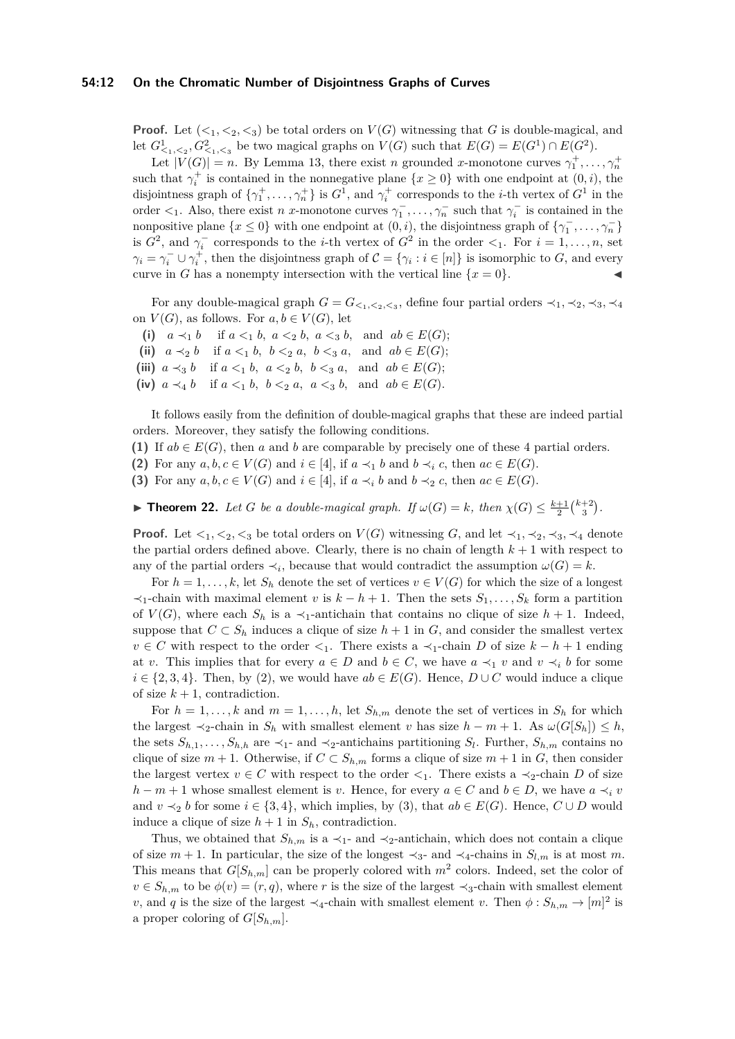**Proof.** Let $(<_1, <_2, <_3)$ be total orders on $V(G)$ witnessing that $G$ is double-magical, and let $G^1_{<_1,<_2}, G^2_{<_1,<_3}$ be two magical graphs on $V(G)$ such that $E(G) = E(G^1) \cap E(G^2)$.

Let $|V(G)| = n$. By Lemma 13, there exist $n$ grounded $x$-monotone curves $\gamma_1^+, \dots, \gamma_n^+$ such that $\gamma_i^+$ is contained in the nonnegative plane $\{x \geq 0\}$ with one endpoint at $(0, i)$, the disjointness graph of $\{\gamma_1^+, \dots, \gamma_n^+\}$ is $G^1$, and $\gamma_i^+$ corresponds to the $i$-th vertex of $G^1$ in the order $<_1$. Also, there exist $n$ $x$-monotone curves $\gamma_1^-, \dots, \gamma_n^-$ such that $\gamma_i^-$ is contained in the nonpositive plane $\{x \leq 0\}$ with one endpoint at $(0, i)$, the disjointness graph of $\{\gamma_1^-, \dots, \gamma_n^-\}$ is $G^2$, and $\gamma_i^-$ corresponds to the $i$-th vertex of $G^2$ in the order $<_1$. For $i = 1, \dots, n$, set $\gamma_i = \gamma_i^- \cup \gamma_i^+$, then the disjointness graph of $\mathcal{C} = \{\gamma_i : i \in [n]\}$ is isomorphic to $G$, and every curve in $G$ has a nonempty intersection with the vertical line $\{x = 0\}$. ◀

For any double-magical graph $G = G_{<_1,<_2,<_3}$, define four partial orders $\prec_1, \prec_2, \prec_3, \prec_4$ on $V(G)$, as follows. For $a, b \in V(G)$, let

- **(i)** $a \prec_1 b$ if $a <_1 b$, $a <_2 b$, $a <_3 b$, and $ab \in E(G)$;
- **(ii)** $a \prec_2 b$ if $a <_1 b$, $b <_2 a$, $b <_3 a$, and $ab \in E(G)$;
- **(iii)** $a \prec_3 b$ if $a <_1 b$, $a <_2 b$, $b <_3 a$, and $ab \in E(G)$;
- **(iv)** $a \prec_4 b$ if $a <_1 b$, $b <_2 a$, $a <_3 b$, and $ab \in E(G)$.

It follows easily from the definition of double-magical graphs that these are indeed partial orders. Moreover, they satisfy the following conditions.

**(1)** If $ab \in E(G)$, then $a$ and $b$ are comparable by precisely one of these 4 partial orders.
**(2)** For any $a, b, c \in V(G)$ and $i \in [4]$, if $a \prec_1 b$ and $b \prec_i c$, then $ac \in E(G)$.
**(3)** For any $a, b, c \in V(G)$ and $i \in [4]$, if $a \prec_i b$ and $b \prec_2 c$, then $ac \in E(G)$.

▶ **Theorem 22.** *Let $G$ be a double-magical graph. If $\omega(G) = k$, then $\chi(G) \leq \frac{k+1}{2}\binom{k+2}{3}$.*

**Proof.** Let $<_1, <_2, <_3$ be total orders on $V(G)$ witnessing $G$, and let $\prec_1, \prec_2, \prec_3, \prec_4$ denote the partial orders defined above. Clearly, there is no chain of length $k+1$ with respect to any of the partial orders $\prec_i$, because that would contradict the assumption $\omega(G) = k$.

For $h = 1, \dots, k$, let $S_h$ denote the set of vertices $v \in V(G)$ for which the size of a longest $\prec_1$-chain with maximal element $v$ is $k - h + 1$. Then the sets $S_1, \dots, S_k$ form a partition of $V(G)$, where each $S_h$ is a $\prec_1$-antichain that contains no clique of size $h+1$. Indeed, suppose that $C \subset S_h$ induces a clique of size $h+1$ in $G$, and consider the smallest vertex $v \in C$ with respect to the order $<_1$. There exists a $\prec_1$-chain $D$ of size $k - h + 1$ ending at $v$. This implies that for every $a \in D$ and $b \in C$, we have $a \prec_1 v$ and $v \prec_i b$ for some $i \in \{2, 3, 4\}$. Then, by (2), we would have $ab \in E(G)$. Hence, $D \cup C$ would induce a clique of size $k+1$, contradiction.

For $h = 1, \dots, k$ and $m = 1, \dots, h$, let $S_{h,m}$ denote the set of vertices in $S_h$ for which the largest $\prec_2$-chain in $S_h$ with smallest element $v$ has size $h - m + 1$. As $\omega(G[S_h]) \leq h$, the sets $S_{h,1}, \dots, S_{h,h}$ are $\prec_1$- and $\prec_2$-antichains partitioning $S_l$. Further, $S_{h,m}$ contains no clique of size $m+1$. Otherwise, if $C \subset S_{h,m}$ forms a clique of size $m+1$ in $G$, then consider the largest vertex $v \in C$ with respect to the order $<_1$. There exists a $\prec_2$-chain $D$ of size $h - m + 1$ whose smallest element is $v$. Hence, for every $a \in C$ and $b \in D$, we have $a \prec_i v$ and $v \prec_2 b$ for some $i \in \{3, 4\}$, which implies, by (3), that $ab \in E(G)$. Hence, $C \cup D$ would induce a clique of size $h+1$ in $S_h$, contradiction.

Thus, we obtained that $S_{h,m}$ is a $\prec_1$- and $\prec_2$-antichain, which does not contain a clique of size $m+1$. In particular, the size of the longest $\prec_3$- and $\prec_4$-chains in $S_{l,m}$ is at most $m$. This means that $G[S_{h,m}]$ can be properly colored with $m^2$ colors. Indeed, set the color of $v \in S_{h,m}$ to be $\phi(v) = (r, q)$, where $r$ is the size of the largest $\prec_3$-chain with smallest element $v$, and $q$ is the size of the largest $\prec_4$-chain with smallest element $v$. Then $\phi : S_{h,m} \to [m]^2$ is a proper coloring of $G[S_{h,m}]$.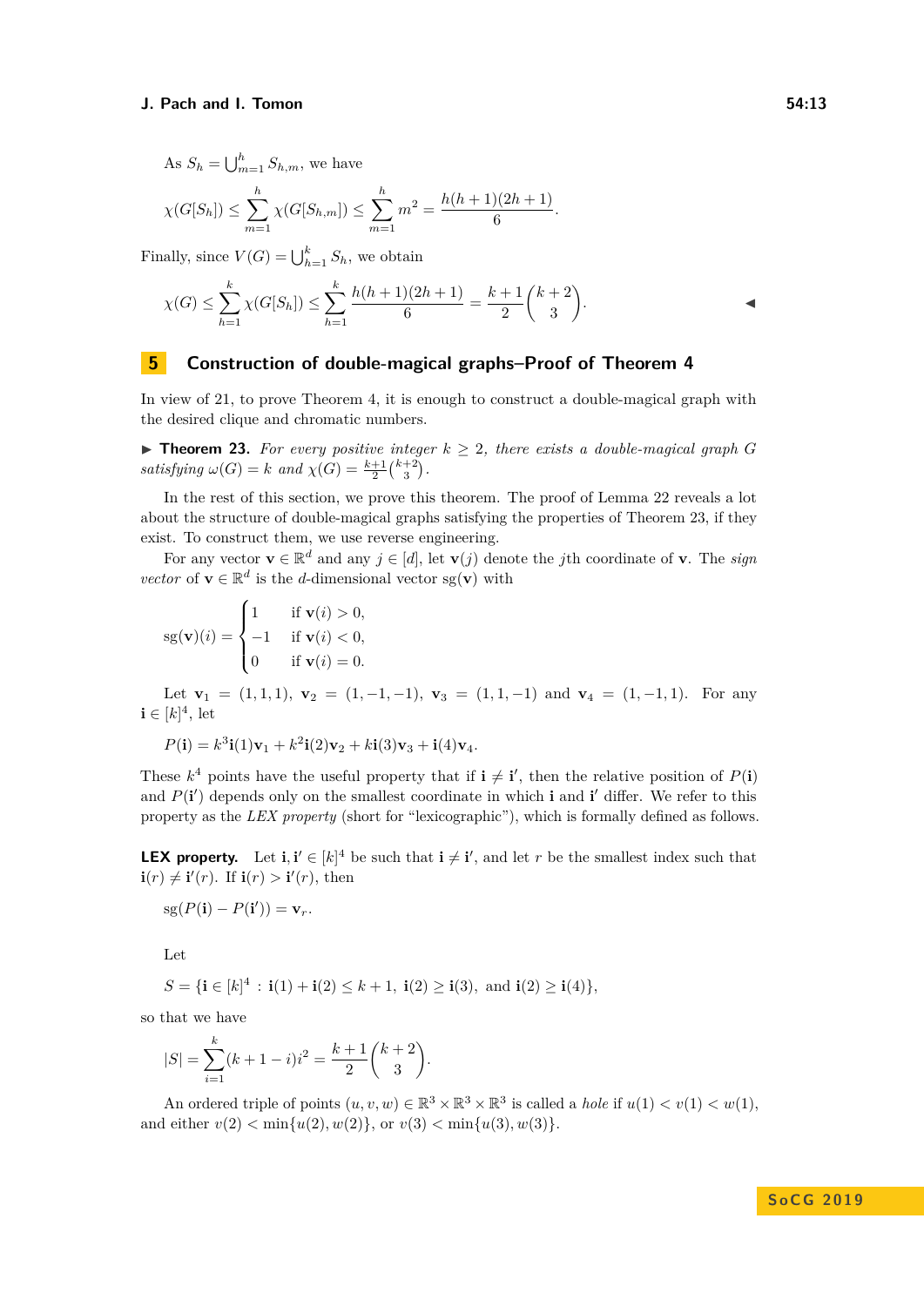As $S_h = \bigcup_{m=1}^{h} S_{h,m}$, we have

$$\chi(G[S_h]) \leq \sum_{m=1}^{h} \chi(G[S_{h,m}]) \leq \sum_{m=1}^{h} m^2 = \frac{h(h+1)(2h+1)}{6}.$$

Finally, since $V(G) = \bigcup_{h=1}^{k} S_h$, we obtain

$$\chi(G) \leq \sum_{h=1}^{k} \chi(G[S_h]) \leq \sum_{h=1}^{k} \frac{h(h+1)(2h+1)}{6} = \frac{k+1}{2}\binom{k+2}{3}.$$

◀

## 5 Construction of double-magical graphs–Proof of Theorem 4

In view of 21, to prove Theorem 4, it is enough to construct a double-magical graph with the desired clique and chromatic numbers.

▶ **Theorem 23.** *For every positive integer $k \geq 2$, there exists a double-magical graph $G$ satisfying $\omega(G) = k$ and $\chi(G) = \frac{k+1}{2}\binom{k+2}{3}$.*

In the rest of this section, we prove this theorem. The proof of Lemma 22 reveals a lot about the structure of double-magical graphs satisfying the properties of Theorem 23, if they exist. To construct them, we use reverse engineering.

For any vector $\mathbf{v} \in \mathbb{R}^d$ and any $j \in [d]$, let $\mathbf{v}(j)$ denote the $j$th coordinate of $\mathbf{v}$. The *sign vector* of $\mathbf{v} \in \mathbb{R}^d$ is the $d$-dimensional vector $\mathrm{sg}(\mathbf{v})$ with

$$\mathrm{sg}(\mathbf{v})(i) = \begin{cases} 1 & \text{if } \mathbf{v}(i) > 0, \\ -1 & \text{if } \mathbf{v}(i) < 0, \\ 0 & \text{if } \mathbf{v}(i) = 0. \end{cases}$$

Let $\mathbf{v}_1 = (1,1,1)$, $\mathbf{v}_2 = (1,-1,-1)$, $\mathbf{v}_3 = (1,1,-1)$ and $\mathbf{v}_4 = (1,-1,1)$. For any $\mathbf{i} \in [k]^4$, let

$$P(\mathbf{i}) = k^3\mathbf{i}(1)\mathbf{v}_1 + k^2\mathbf{i}(2)\mathbf{v}_2 + k\mathbf{i}(3)\mathbf{v}_3 + \mathbf{i}(4)\mathbf{v}_4.$$

These $k^4$ points have the useful property that if $\mathbf{i} \neq \mathbf{i}'$, then the relative position of $P(\mathbf{i})$ and $P(\mathbf{i}')$ depends only on the smallest coordinate in which $\mathbf{i}$ and $\mathbf{i}'$ differ. We refer to this property as the *LEX property* (short for "lexicographic"), which is formally defined as follows.

**LEX property.** Let $\mathbf{i}, \mathbf{i}' \in [k]^4$ be such that $\mathbf{i} \neq \mathbf{i}'$, and let $r$ be the smallest index such that $\mathbf{i}(r) \neq \mathbf{i}'(r)$. If $\mathbf{i}(r) > \mathbf{i}'(r)$, then

$$\mathrm{sg}(P(\mathbf{i}) - P(\mathbf{i}')) = \mathbf{v}_r.$$

Let

$$S = \{\mathbf{i} \in [k]^4 \,:\, \mathbf{i}(1) + \mathbf{i}(2) \leq k+1,\ \mathbf{i}(2) \geq \mathbf{i}(3),\ \text{and } \mathbf{i}(2) \geq \mathbf{i}(4)\},$$

so that we have

$$|S| = \sum_{i=1}^{k}(k+1-i)i^2 = \frac{k+1}{2}\binom{k+2}{3}.$$

An ordered triple of points $(u,v,w) \in \mathbb{R}^3 \times \mathbb{R}^3 \times \mathbb{R}^3$ is called a *hole* if $u(1) < v(1) < w(1)$, and either $v(2) < \min\{u(2), w(2)\}$, or $v(3) < \min\{u(3), w(3)\}$.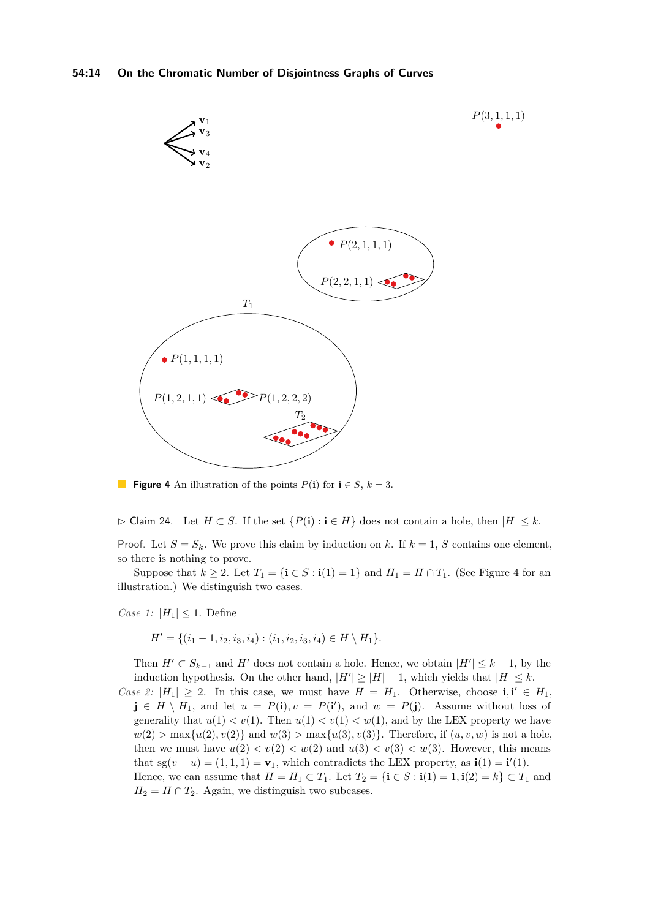**Figure 4** An illustration of the points $P(\mathbf{i})$ for $\mathbf{i} \in S$, $k = 3$.

▷ Claim 24. Let $H \subset S$. If the set $\{P(\mathbf{i}) : \mathbf{i} \in H\}$ does not contain a hole, then $|H| \leq k$.

Proof. Let $S = S_k$. We prove this claim by induction on $k$. If $k = 1$, $S$ contains one element, so there is nothing to prove.

Suppose that $k \geq 2$. Let $T_1 = \{\mathbf{i} \in S : \mathbf{i}(1) = 1\}$ and $H_1 = H \cap T_1$. (See Figure 4 for an illustration.) We distinguish two cases.

*Case 1:* $|H_1| \leq 1$. Define

$$H' = \{(i_1 - 1, i_2, i_3, i_4) : (i_1, i_2, i_3, i_4) \in H \setminus H_1\}.$$

Then $H' \subset S_{k-1}$ and $H'$ does not contain a hole. Hence, we obtain $|H'| \leq k - 1$, by the induction hypothesis. On the other hand, $|H'| \geq |H| - 1$, which yields that $|H| \leq k$.

*Case 2:* $|H_1| \geq 2$. In this case, we must have $H = H_1$. Otherwise, choose $\mathbf{i}, \mathbf{i}' \in H_1$, $\mathbf{j} \in H \setminus H_1$, and let $u = P(\mathbf{i}), v = P(\mathbf{i}')$, and $w = P(\mathbf{j})$. Assume without loss of generality that $u(1) < v(1)$. Then $u(1) < v(1) < w(1)$, and by the LEX property we have $w(2) > \max\{u(2), v(2)\}$ and $w(3) > \max\{u(3), v(3)\}$. Therefore, if $(u, v, w)$ is not a hole, then we must have $u(2) < v(2) < w(2)$ and $u(3) < v(3) < w(3)$. However, this means that $\text{sg}(v - u) = (1, 1, 1) = \mathbf{v}_1$, which contradicts the LEX property, as $\mathbf{i}(1) = \mathbf{i}'(1)$.
Hence, we can assume that $H = H_1 \subset T_1$. Let $T_2 = \{\mathbf{i} \in S : \mathbf{i}(1) = 1, \mathbf{i}(2) = k\} \subset T_1$ and $H_2 = H \cap T_2$. Again, we distinguish two subcases.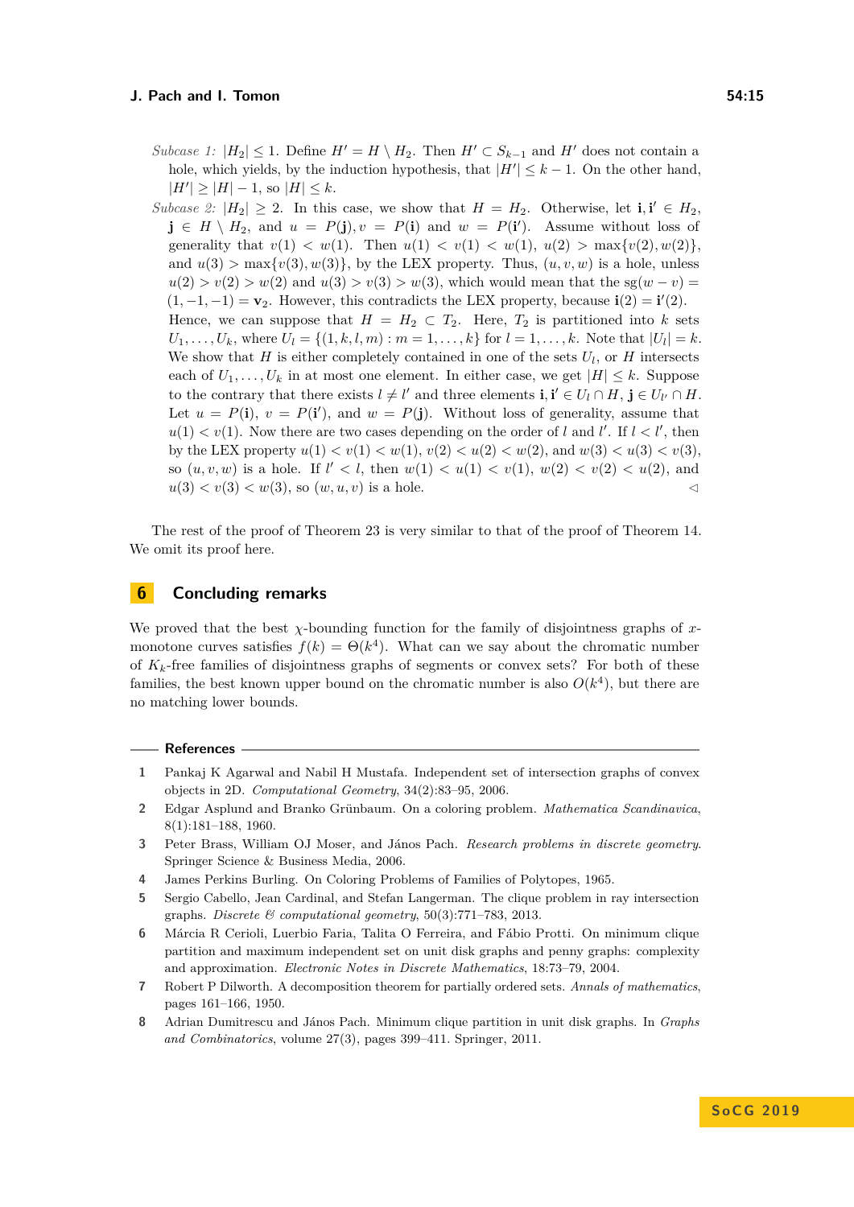*Subcase 1:* $|H_2| \leq 1$. Define $H' = H \setminus H_2$. Then $H' \subset S_{k-1}$ and $H'$ does not contain a hole, which yields, by the induction hypothesis, that $|H'| \leq k-1$. On the other hand, $|H'| \geq |H| - 1$, so $|H| \leq k$.

*Subcase 2:* $|H_2| \geq 2$. In this case, we show that $H = H_2$. Otherwise, let $\mathbf{i}, \mathbf{i}' \in H_2$, $\mathbf{j} \in H \setminus H_2$, and $u = P(\mathbf{j}), v = P(\mathbf{i})$ and $w = P(\mathbf{i}')$. Assume without loss of generality that $v(1) < w(1)$. Then $u(1) < v(1) < w(1)$, $u(2) > \max\{v(2), w(2)\}$, and $u(3) > \max\{v(3), w(3)\}$, by the LEX property. Thus, $(u, v, w)$ is a hole, unless $u(2) > v(2) > w(2)$ and $u(3) > v(3) > w(3)$, which would mean that the $\mathrm{sg}(w - v) = (1, -1, -1) = \mathbf{v}_2$. However, this contradicts the LEX property, because $\mathbf{i}(2) = \mathbf{i}'(2)$.

Hence, we can suppose that $H = H_2 \subset T_2$. Here, $T_2$ is partitioned into $k$ sets $U_1, \ldots, U_k$, where $U_l = \{(1, k, l, m) : m = 1, \ldots, k\}$ for $l = 1, \ldots, k$. Note that $|U_l| = k$. We show that $H$ is either completely contained in one of the sets $U_l$, or $H$ intersects each of $U_1, \ldots, U_k$ in at most one element. In either case, we get $|H| \leq k$. Suppose to the contrary that there exists $l \neq l'$ and three elements $\mathbf{i}, \mathbf{i}' \in U_l \cap H$, $\mathbf{j} \in U_{l'} \cap H$. Let $u = P(\mathbf{i})$, $v = P(\mathbf{i}')$, and $w = P(\mathbf{j})$. Without loss of generality, assume that $u(1) < v(1)$. Now there are two cases depending on the order of $l$ and $l'$. If $l < l'$, then by the LEX property $u(1) < v(1) < w(1)$, $v(2) < u(2) < w(2)$, and $w(3) < u(3) < v(3)$, so $(u, v, w)$ is a hole. If $l' < l$, then $w(1) < u(1) < v(1)$, $w(2) < v(2) < u(2)$, and $u(3) < v(3) < w(3)$, so $(w, u, v)$ is a hole. ◁

The rest of the proof of Theorem 23 is very similar to that of the proof of Theorem 14. We omit its proof here.

## 6 Concluding remarks

We proved that the best $\chi$-bounding function for the family of disjointness graphs of $x$-monotone curves satisfies $f(k) = \Theta(k^4)$. What can we say about the chromatic number of $K_k$-free families of disjointness graphs of segments or convex sets? For both of these families, the best known upper bound on the chromatic number is also $O(k^4)$, but there are no matching lower bounds.

## References

1. Pankaj K Agarwal and Nabil H Mustafa. Independent set of intersection graphs of convex objects in 2D. *Computational Geometry*, 34(2):83–95, 2006.
2. Edgar Asplund and Branko Grünbaum. On a coloring problem. *Mathematica Scandinavica*, 8(1):181–188, 1960.
3. Peter Brass, William OJ Moser, and János Pach. *Research problems in discrete geometry*. Springer Science & Business Media, 2006.
4. James Perkins Burling. On Coloring Problems of Families of Polytopes, 1965.
5. Sergio Cabello, Jean Cardinal, and Stefan Langerman. The clique problem in ray intersection graphs. *Discrete & computational geometry*, 50(3):771–783, 2013.
6. Márcia R Cerioli, Luerbio Faria, Talita O Ferreira, and Fábio Protti. On minimum clique partition and maximum independent set on unit disk graphs and penny graphs: complexity and approximation. *Electronic Notes in Discrete Mathematics*, 18:73–79, 2004.
7. Robert P Dilworth. A decomposition theorem for partially ordered sets. *Annals of mathematics*, pages 161–166, 1950.
8. Adrian Dumitrescu and János Pach. Minimum clique partition in unit disk graphs. In *Graphs and Combinatorics*, volume 27(3), pages 399–411. Springer, 2011.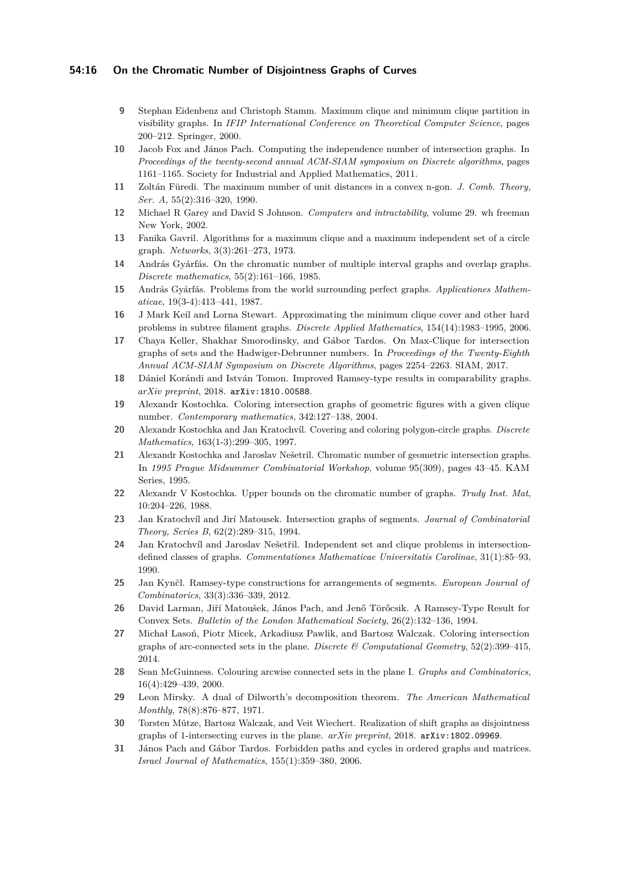9. Stephan Eidenbenz and Christoph Stamm. Maximum clique and minimum clique partition in visibility graphs. In *IFIP International Conference on Theoretical Computer Science*, pages 200–212. Springer, 2000.
10. Jacob Fox and János Pach. Computing the independence number of intersection graphs. In *Proceedings of the twenty-second annual ACM-SIAM symposium on Discrete algorithms*, pages 1161–1165. Society for Industrial and Applied Mathematics, 2011.
11. Zoltán Füredi. The maximum number of unit distances in a convex n-gon. *J. Comb. Theory, Ser. A*, 55(2):316–320, 1990.
12. Michael R Garey and David S Johnson. *Computers and intractability*, volume 29. wh freeman New York, 2002.
13. Fanika Gavril. Algorithms for a maximum clique and a maximum independent set of a circle graph. *Networks*, 3(3):261–273, 1973.
14. András Gyárfás. On the chromatic number of multiple interval graphs and overlap graphs. *Discrete mathematics*, 55(2):161–166, 1985.
15. András Gyárfás. Problems from the world surrounding perfect graphs. *Applicationes Mathematicae*, 19(3-4):413–441, 1987.
16. J Mark Keil and Lorna Stewart. Approximating the minimum clique cover and other hard problems in subtree filament graphs. *Discrete Applied Mathematics*, 154(14):1983–1995, 2006.
17. Chaya Keller, Shakhar Smorodinsky, and Gábor Tardos. On Max-Clique for intersection graphs of sets and the Hadwiger-Debrunner numbers. In *Proceedings of the Twenty-Eighth Annual ACM-SIAM Symposium on Discrete Algorithms*, pages 2254–2263. SIAM, 2017.
18. Dániel Korándi and István Tomon. Improved Ramsey-type results in comparability graphs. *arXiv preprint*, 2018. arXiv:1810.00588.
19. Alexandr Kostochka. Coloring intersection graphs of geometric figures with a given clique number. *Contemporary mathematics*, 342:127–138, 2004.
20. Alexandr Kostochka and Jan Kratochvíl. Covering and coloring polygon-circle graphs. *Discrete Mathematics*, 163(1-3):299–305, 1997.
21. Alexandr Kostochka and Jaroslav Nešetril. Chromatic number of geometric intersection graphs. In *1995 Prague Midsummer Combinatorial Workshop*, volume 95(309), pages 43–45. KAM Series, 1995.
22. Alexandr V Kostochka. Upper bounds on the chromatic number of graphs. *Trudy Inst. Mat*, 10:204–226, 1988.
23. Jan Kratochvíl and Jirí Matousek. Intersection graphs of segments. *Journal of Combinatorial Theory, Series B*, 62(2):289–315, 1994.
24. Jan Kratochvíl and Jaroslav Nešetřil. Independent set and clique problems in intersection-defined classes of graphs. *Commentationes Mathematicae Universitatis Carolinae*, 31(1):85–93, 1990.
25. Jan Kynčl. Ramsey-type constructions for arrangements of segments. *European Journal of Combinatorics*, 33(3):336–339, 2012.
26. David Larman, Jiří Matoušek, János Pach, and Jenő Törőcsik. A Ramsey-Type Result for Convex Sets. *Bulletin of the London Mathematical Society*, 26(2):132–136, 1994.
27. Michał Lasoń, Piotr Micek, Arkadiusz Pawlik, and Bartosz Walczak. Coloring intersection graphs of arc-connected sets in the plane. *Discrete & Computational Geometry*, 52(2):399–415, 2014.
28. Sean McGuinness. Colouring arcwise connected sets in the plane I. *Graphs and Combinatorics*, 16(4):429–439, 2000.
29. Leon Mirsky. A dual of Dilworth's decomposition theorem. *The American Mathematical Monthly*, 78(8):876–877, 1971.
30. Torsten Mütze, Bartosz Walczak, and Veit Wiechert. Realization of shift graphs as disjointness graphs of 1-intersecting curves in the plane. *arXiv preprint*, 2018. arXiv:1802.09969.
31. János Pach and Gábor Tardos. Forbidden paths and cycles in ordered graphs and matrices. *Israel Journal of Mathematics*, 155(1):359–380, 2006.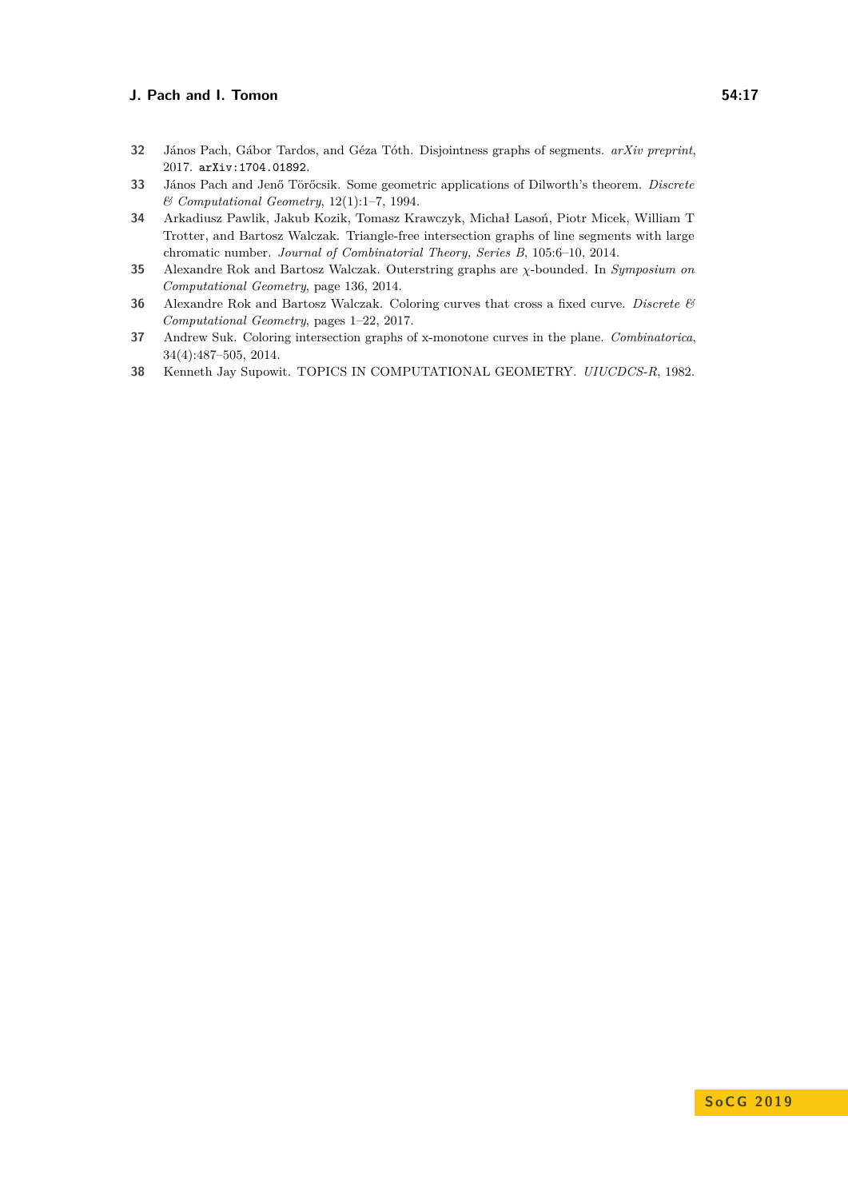32 János Pach, Gábor Tardos, and Géza Tóth. Disjointness graphs of segments. *arXiv preprint*, 2017. `arXiv:1704.01892`.

33 János Pach and Jenő Törőcsik. Some geometric applications of Dilworth's theorem. *Discrete & Computational Geometry*, 12(1):1–7, 1994.

34 Arkadiusz Pawlik, Jakub Kozik, Tomasz Krawczyk, Michał Lasoń, Piotr Micek, William T Trotter, and Bartosz Walczak. Triangle-free intersection graphs of line segments with large chromatic number. *Journal of Combinatorial Theory, Series B*, 105:6–10, 2014.

35 Alexandre Rok and Bartosz Walczak. Outerstring graphs are $\chi$-bounded. In *Symposium on Computational Geometry*, page 136, 2014.

36 Alexandre Rok and Bartosz Walczak. Coloring curves that cross a fixed curve. *Discrete & Computational Geometry*, pages 1–22, 2017.

37 Andrew Suk. Coloring intersection graphs of x-monotone curves in the plane. *Combinatorica*, 34(4):487–505, 2014.

38 Kenneth Jay Supowit. TOPICS IN COMPUTATIONAL GEOMETRY. *UIUCDCS-R*, 1982.